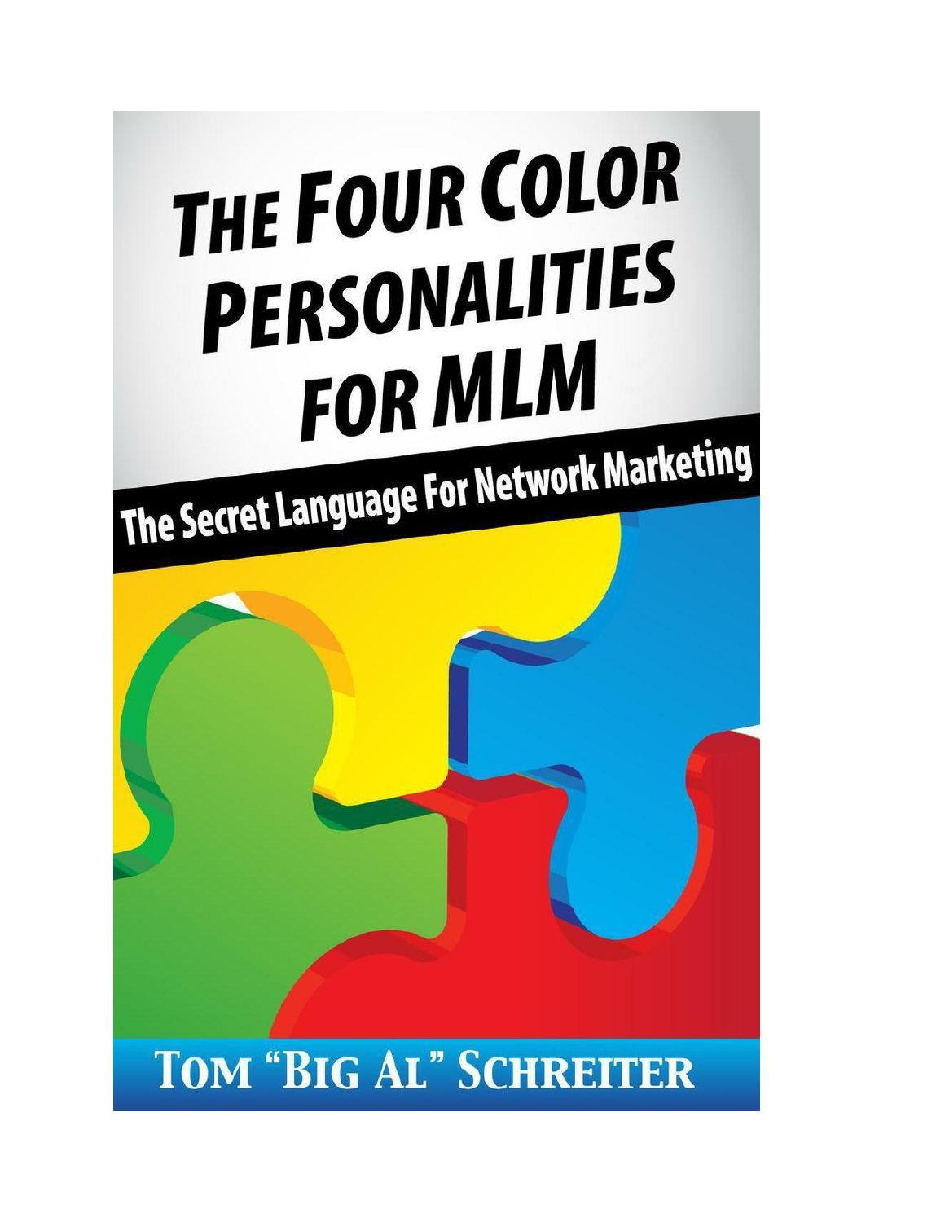# The Four Color Personalities for MLM

## The Secret Language For Network Marketing

Tom "Big Al" Schreiter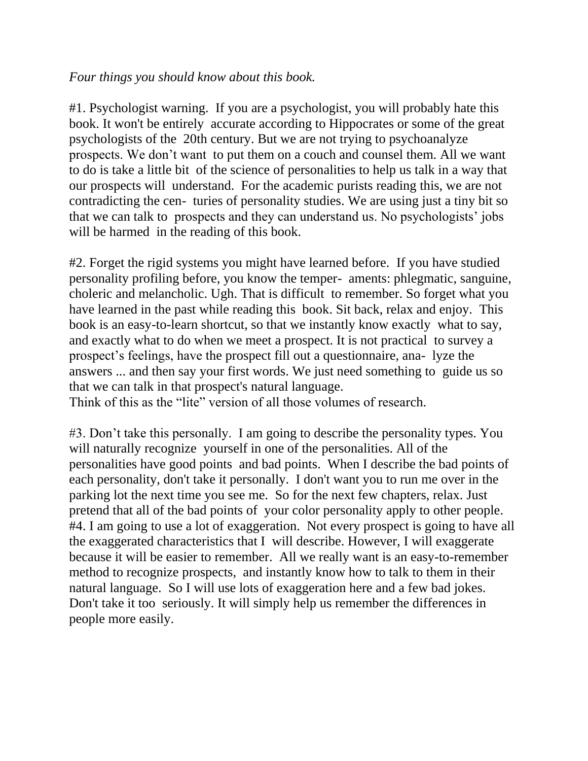*Four things you should know about this book.*

#1. Psychologist warning. If you are a psychologist, you will probably hate this book. It won't be entirely accurate according to Hippocrates or some of the great psychologists of the 20th century. But we are not trying to psychoanalyze prospects. We don't want to put them on a couch and counsel them. All we want to do is take a little bit of the science of personalities to help us talk in a way that our prospects will understand. For the academic purists reading this, we are not contradicting the cen- turies of personality studies. We are using just a tiny bit so that we can talk to prospects and they can understand us. No psychologists' jobs will be harmed in the reading of this book.

#2. Forget the rigid systems you might have learned before. If you have studied personality profiling before, you know the temper- aments: phlegmatic, sanguine, choleric and melancholic. Ugh. That is difficult to remember. So forget what you have learned in the past while reading this book. Sit back, relax and enjoy. This book is an easy-to-learn shortcut, so that we instantly know exactly what to say, and exactly what to do when we meet a prospect. It is not practical to survey a prospect's feelings, have the prospect fill out a questionnaire, ana- lyze the answers ... and then say your first words. We just need something to guide us so that we can talk in that prospect's natural language.
Think of this as the "lite" version of all those volumes of research.

#3. Don't take this personally. I am going to describe the personality types. You will naturally recognize yourself in one of the personalities. All of the personalities have good points and bad points. When I describe the bad points of each personality, don't take it personally. I don't want you to run me over in the parking lot the next time you see me. So for the next few chapters, relax. Just pretend that all of the bad points of your color personality apply to other people.
#4. I am going to use a lot of exaggeration. Not every prospect is going to have all the exaggerated characteristics that I will describe. However, I will exaggerate because it will be easier to remember. All we really want is an easy-to-remember method to recognize prospects, and instantly know how to talk to them in their natural language. So I will use lots of exaggeration here and a few bad jokes. Don't take it too seriously. It will simply help us remember the differences in people more easily.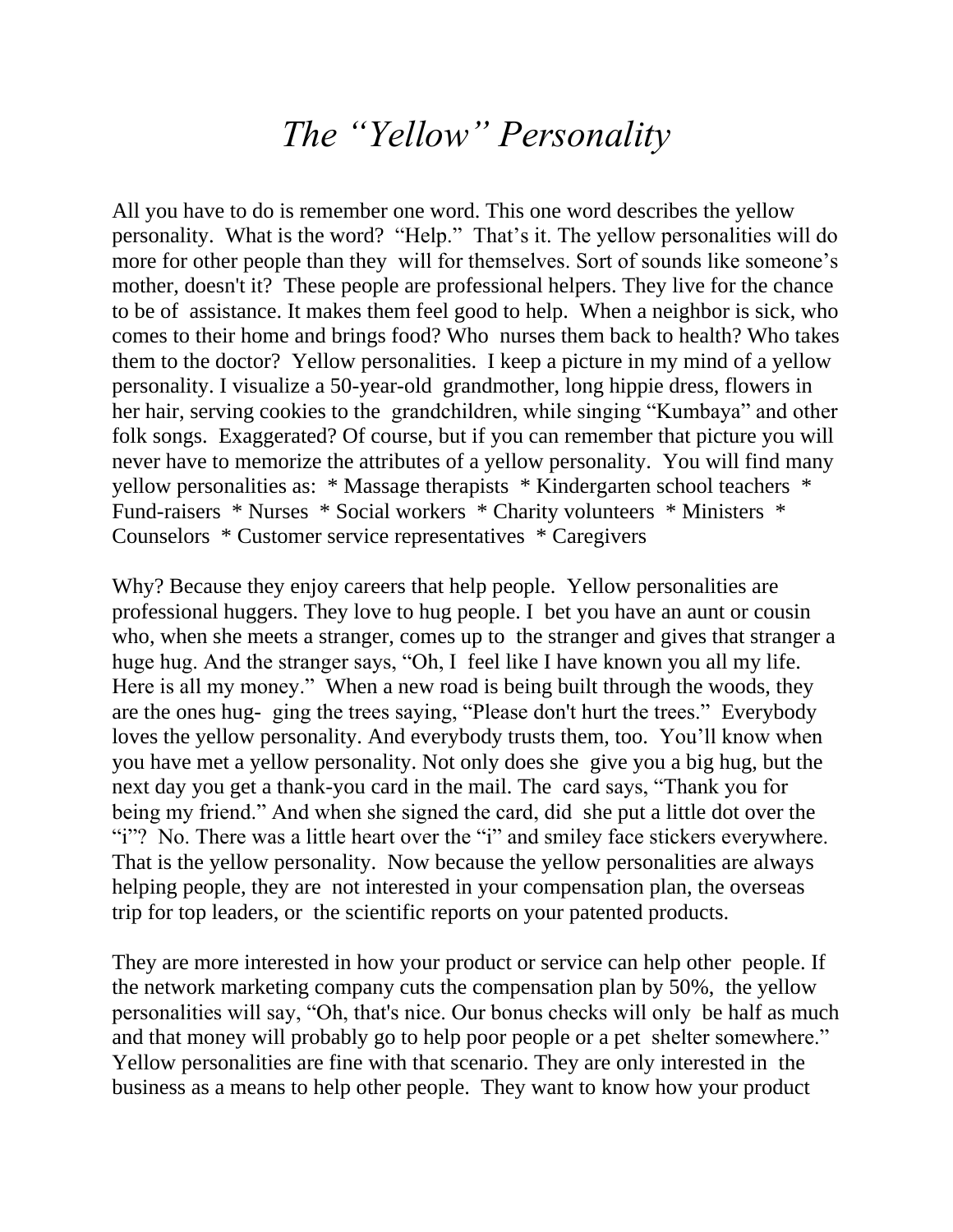# *The "Yellow" Personality*

All you have to do is remember one word. This one word describes the yellow personality. What is the word? "Help." That's it. The yellow personalities will do more for other people than they will for themselves. Sort of sounds like someone's mother, doesn't it? These people are professional helpers. They live for the chance to be of assistance. It makes them feel good to help. When a neighbor is sick, who comes to their home and brings food? Who nurses them back to health? Who takes them to the doctor? Yellow personalities. I keep a picture in my mind of a yellow personality. I visualize a 50-year-old grandmother, long hippie dress, flowers in her hair, serving cookies to the grandchildren, while singing "Kumbaya" and other folk songs. Exaggerated? Of course, but if you can remember that picture you will never have to memorize the attributes of a yellow personality. You will find many yellow personalities as: * Massage therapists * Kindergarten school teachers * Fund-raisers * Nurses * Social workers * Charity volunteers * Ministers * Counselors * Customer service representatives * Caregivers

Why? Because they enjoy careers that help people. Yellow personalities are professional huggers. They love to hug people. I bet you have an aunt or cousin who, when she meets a stranger, comes up to the stranger and gives that stranger a huge hug. And the stranger says, "Oh, I feel like I have known you all my life. Here is all my money." When a new road is being built through the woods, they are the ones hug- ging the trees saying, "Please don't hurt the trees." Everybody loves the yellow personality. And everybody trusts them, too. You'll know when you have met a yellow personality. Not only does she give you a big hug, but the next day you get a thank-you card in the mail. The card says, "Thank you for being my friend." And when she signed the card, did she put a little dot over the "i"? No. There was a little heart over the "i" and smiley face stickers everywhere. That is the yellow personality. Now because the yellow personalities are always helping people, they are not interested in your compensation plan, the overseas trip for top leaders, or the scientific reports on your patented products.

They are more interested in how your product or service can help other people. If the network marketing company cuts the compensation plan by 50%, the yellow personalities will say, "Oh, that's nice. Our bonus checks will only be half as much and that money will probably go to help poor people or a pet shelter somewhere." Yellow personalities are fine with that scenario. They are only interested in the business as a means to help other people. They want to know how your product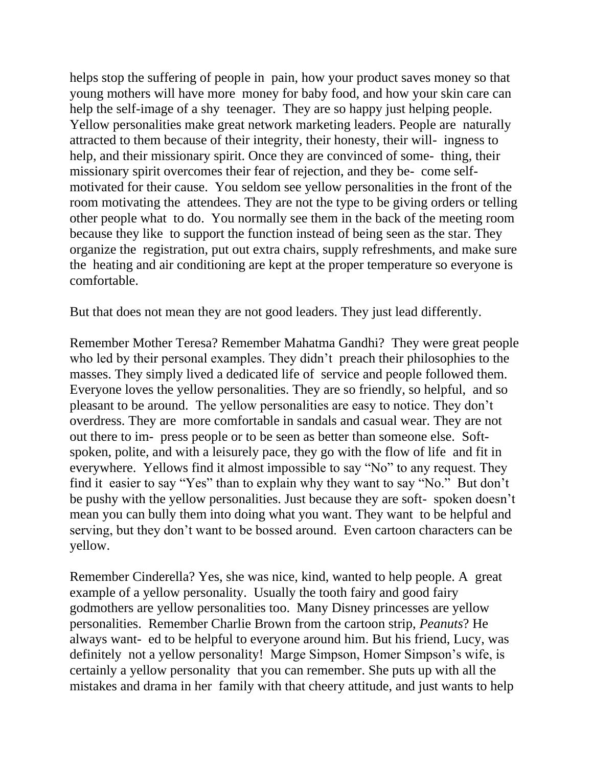helps stop the suffering of people in pain, how your product saves money so that young mothers will have more money for baby food, and how your skin care can help the self-image of a shy teenager. They are so happy just helping people. Yellow personalities make great network marketing leaders. People are naturally attracted to them because of their integrity, their honesty, their willingness to help, and their missionary spirit. Once they are convinced of something, their missionary spirit overcomes their fear of rejection, and they become self-motivated for their cause. You seldom see yellow personalities in the front of the room motivating the attendees. They are not the type to be giving orders or telling other people what to do. You normally see them in the back of the meeting room because they like to support the function instead of being seen as the star. They organize the registration, put out extra chairs, supply refreshments, and make sure the heating and air conditioning are kept at the proper temperature so everyone is comfortable.

But that does not mean they are not good leaders. They just lead differently.

Remember Mother Teresa? Remember Mahatma Gandhi? They were great people who led by their personal examples. They didn't preach their philosophies to the masses. They simply lived a dedicated life of service and people followed them. Everyone loves the yellow personalities. They are so friendly, so helpful, and so pleasant to be around. The yellow personalities are easy to notice. They don't overdress. They are more comfortable in sandals and casual wear. They are not out there to impress people or to be seen as better than someone else. Soft-spoken, polite, and with a leisurely pace, they go with the flow of life and fit in everywhere. Yellows find it almost impossible to say "No" to any request. They find it easier to say "Yes" than to explain why they want to say "No." But don't be pushy with the yellow personalities. Just because they are soft-spoken doesn't mean you can bully them into doing what you want. They want to be helpful and serving, but they don't want to be bossed around. Even cartoon characters can be yellow.

Remember Cinderella? Yes, she was nice, kind, wanted to help people. A great example of a yellow personality. Usually the tooth fairy and good fairy godmothers are yellow personalities too. Many Disney princesses are yellow personalities. Remember Charlie Brown from the cartoon strip, *Peanuts*? He always wanted to be helpful to everyone around him. But his friend, Lucy, was definitely not a yellow personality! Marge Simpson, Homer Simpson's wife, is certainly a yellow personality that you can remember. She puts up with all the mistakes and drama in her family with that cheery attitude, and just wants to help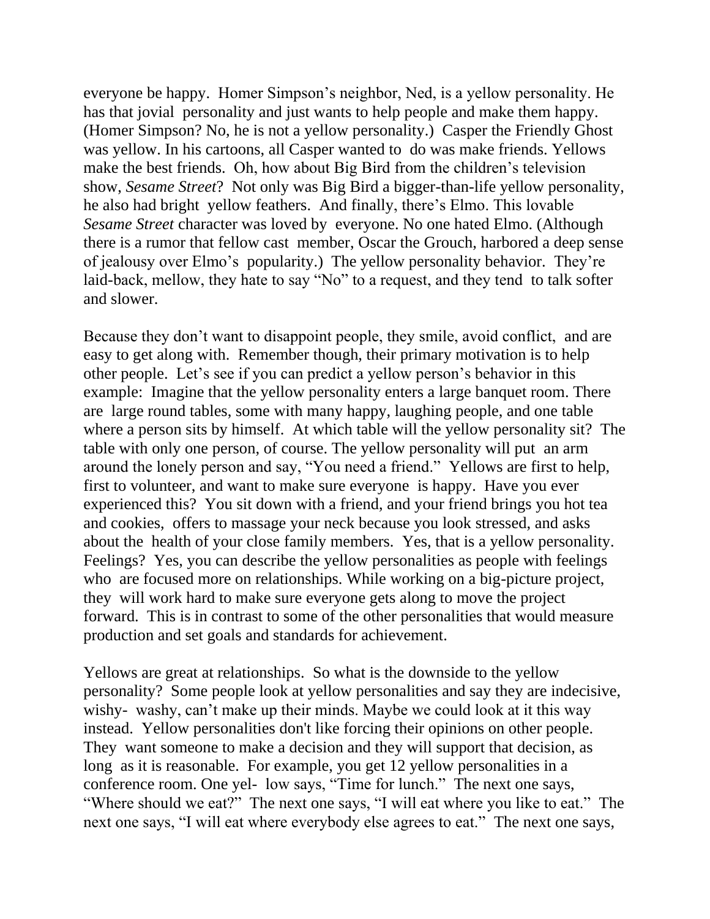everyone be happy. Homer Simpson's neighbor, Ned, is a yellow personality. He has that jovial personality and just wants to help people and make them happy. (Homer Simpson? No, he is not a yellow personality.) Casper the Friendly Ghost was yellow. In his cartoons, all Casper wanted to do was make friends. Yellows make the best friends. Oh, how about Big Bird from the children's television show, *Sesame Street*? Not only was Big Bird a bigger-than-life yellow personality, he also had bright yellow feathers. And finally, there's Elmo. This lovable *Sesame Street* character was loved by everyone. No one hated Elmo. (Although there is a rumor that fellow cast member, Oscar the Grouch, harbored a deep sense of jealousy over Elmo's popularity.) The yellow personality behavior. They're laid-back, mellow, they hate to say "No" to a request, and they tend to talk softer and slower.

Because they don't want to disappoint people, they smile, avoid conflict, and are easy to get along with. Remember though, their primary motivation is to help other people. Let's see if you can predict a yellow person's behavior in this example: Imagine that the yellow personality enters a large banquet room. There are large round tables, some with many happy, laughing people, and one table where a person sits by himself. At which table will the yellow personality sit? The table with only one person, of course. The yellow personality will put an arm around the lonely person and say, "You need a friend." Yellows are first to help, first to volunteer, and want to make sure everyone is happy. Have you ever experienced this? You sit down with a friend, and your friend brings you hot tea and cookies, offers to massage your neck because you look stressed, and asks about the health of your close family members. Yes, that is a yellow personality. Feelings? Yes, you can describe the yellow personalities as people with feelings who are focused more on relationships. While working on a big-picture project, they will work hard to make sure everyone gets along to move the project forward. This is in contrast to some of the other personalities that would measure production and set goals and standards for achievement.

Yellows are great at relationships. So what is the downside to the yellow personality? Some people look at yellow personalities and say they are indecisive, wishy- washy, can't make up their minds. Maybe we could look at it this way instead. Yellow personalities don't like forcing their opinions on other people. They want someone to make a decision and they will support that decision, as long as it is reasonable. For example, you get 12 yellow personalities in a conference room. One yel- low says, "Time for lunch." The next one says, "Where should we eat?" The next one says, "I will eat where you like to eat." The next one says, "I will eat where everybody else agrees to eat." The next one says,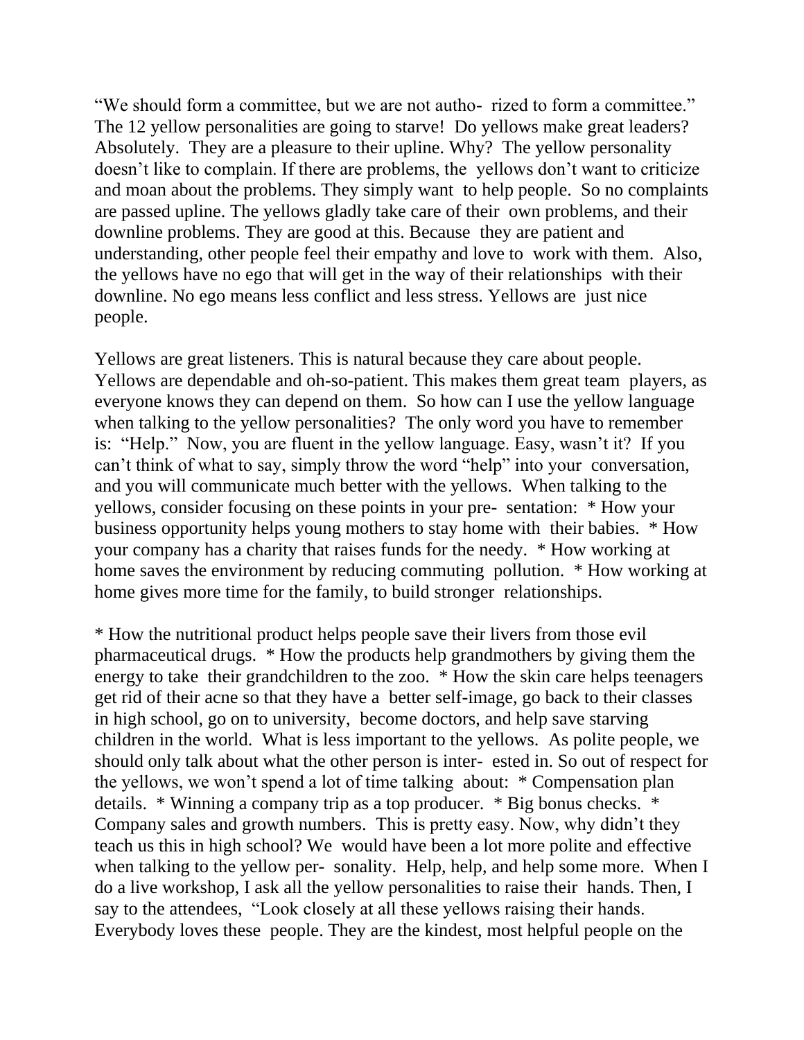"We should form a committee, but we are not autho- rized to form a committee." The 12 yellow personalities are going to starve! Do yellows make great leaders? Absolutely. They are a pleasure to their upline. Why? The yellow personality doesn't like to complain. If there are problems, the yellows don't want to criticize and moan about the problems. They simply want to help people. So no complaints are passed upline. The yellows gladly take care of their own problems, and their downline problems. They are good at this. Because they are patient and understanding, other people feel their empathy and love to work with them. Also, the yellows have no ego that will get in the way of their relationships with their downline. No ego means less conflict and less stress. Yellows are just nice people.

Yellows are great listeners. This is natural because they care about people. Yellows are dependable and oh-so-patient. This makes them great team players, as everyone knows they can depend on them. So how can I use the yellow language when talking to the yellow personalities? The only word you have to remember is: "Help." Now, you are fluent in the yellow language. Easy, wasn't it? If you can't think of what to say, simply throw the word "help" into your conversation, and you will communicate much better with the yellows. When talking to the yellows, consider focusing on these points in your pre- sentation: * How your business opportunity helps young mothers to stay home with their babies. * How your company has a charity that raises funds for the needy. * How working at home saves the environment by reducing commuting pollution. * How working at home gives more time for the family, to build stronger relationships.

* How the nutritional product helps people save their livers from those evil pharmaceutical drugs. * How the products help grandmothers by giving them the energy to take their grandchildren to the zoo. * How the skin care helps teenagers get rid of their acne so that they have a better self-image, go back to their classes in high school, go on to university, become doctors, and help save starving children in the world. What is less important to the yellows. As polite people, we should only talk about what the other person is inter- ested in. So out of respect for the yellows, we won't spend a lot of time talking about: * Compensation plan details. * Winning a company trip as a top producer. * Big bonus checks. * Company sales and growth numbers. This is pretty easy. Now, why didn't they teach us this in high school? We would have been a lot more polite and effective when talking to the yellow per- sonality. Help, help, and help some more. When I do a live workshop, I ask all the yellow personalities to raise their hands. Then, I say to the attendees, "Look closely at all these yellows raising their hands. Everybody loves these people. They are the kindest, most helpful people on the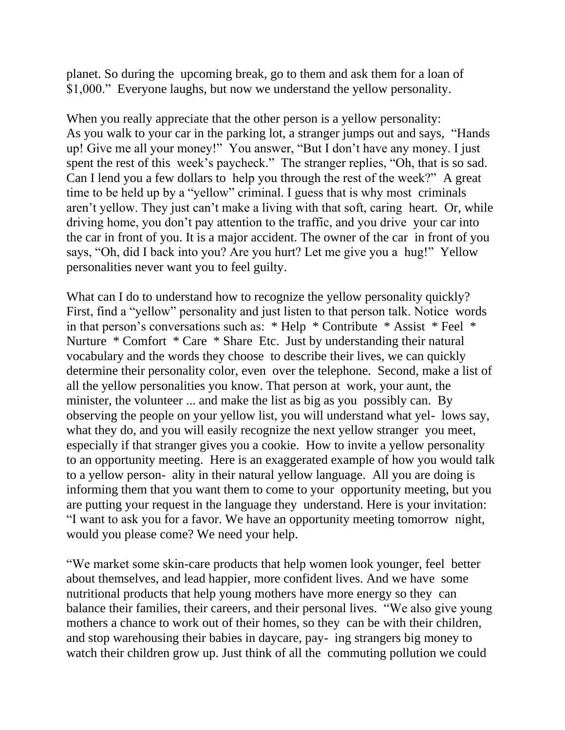planet. So during the upcoming break, go to them and ask them for a loan of $1,000." Everyone laughs, but now we understand the yellow personality.

When you really appreciate that the other person is a yellow personality: As you walk to your car in the parking lot, a stranger jumps out and says, "Hands up! Give me all your money!" You answer, "But I don't have any money. I just spent the rest of this week's paycheck." The stranger replies, "Oh, that is so sad. Can I lend you a few dollars to help you through the rest of the week?" A great time to be held up by a "yellow" criminal. I guess that is why most criminals aren't yellow. They just can't make a living with that soft, caring heart. Or, while driving home, you don't pay attention to the traffic, and you drive your car into the car in front of you. It is a major accident. The owner of the car in front of you says, "Oh, did I back into you? Are you hurt? Let me give you a hug!" Yellow personalities never want you to feel guilty.

What can I do to understand how to recognize the yellow personality quickly? First, find a "yellow" personality and just listen to that person talk. Notice words in that person's conversations such as: * Help * Contribute * Assist * Feel * Nurture * Comfort * Care * Share Etc. Just by understanding their natural vocabulary and the words they choose to describe their lives, we can quickly determine their personality color, even over the telephone. Second, make a list of all the yellow personalities you know. That person at work, your aunt, the minister, the volunteer ... and make the list as big as you possibly can. By observing the people on your yellow list, you will understand what yel- lows say, what they do, and you will easily recognize the next yellow stranger you meet, especially if that stranger gives you a cookie. How to invite a yellow personality to an opportunity meeting. Here is an exaggerated example of how you would talk to a yellow person- ality in their natural yellow language. All you are doing is informing them that you want them to come to your opportunity meeting, but you are putting your request in the language they understand. Here is your invitation: "I want to ask you for a favor. We have an opportunity meeting tomorrow night, would you please come? We need your help.

"We market some skin-care products that help women look younger, feel better about themselves, and lead happier, more confident lives. And we have some nutritional products that help young mothers have more energy so they can balance their families, their careers, and their personal lives. "We also give young mothers a chance to work out of their homes, so they can be with their children, and stop warehousing their babies in daycare, pay- ing strangers big money to watch their children grow up. Just think of all the commuting pollution we could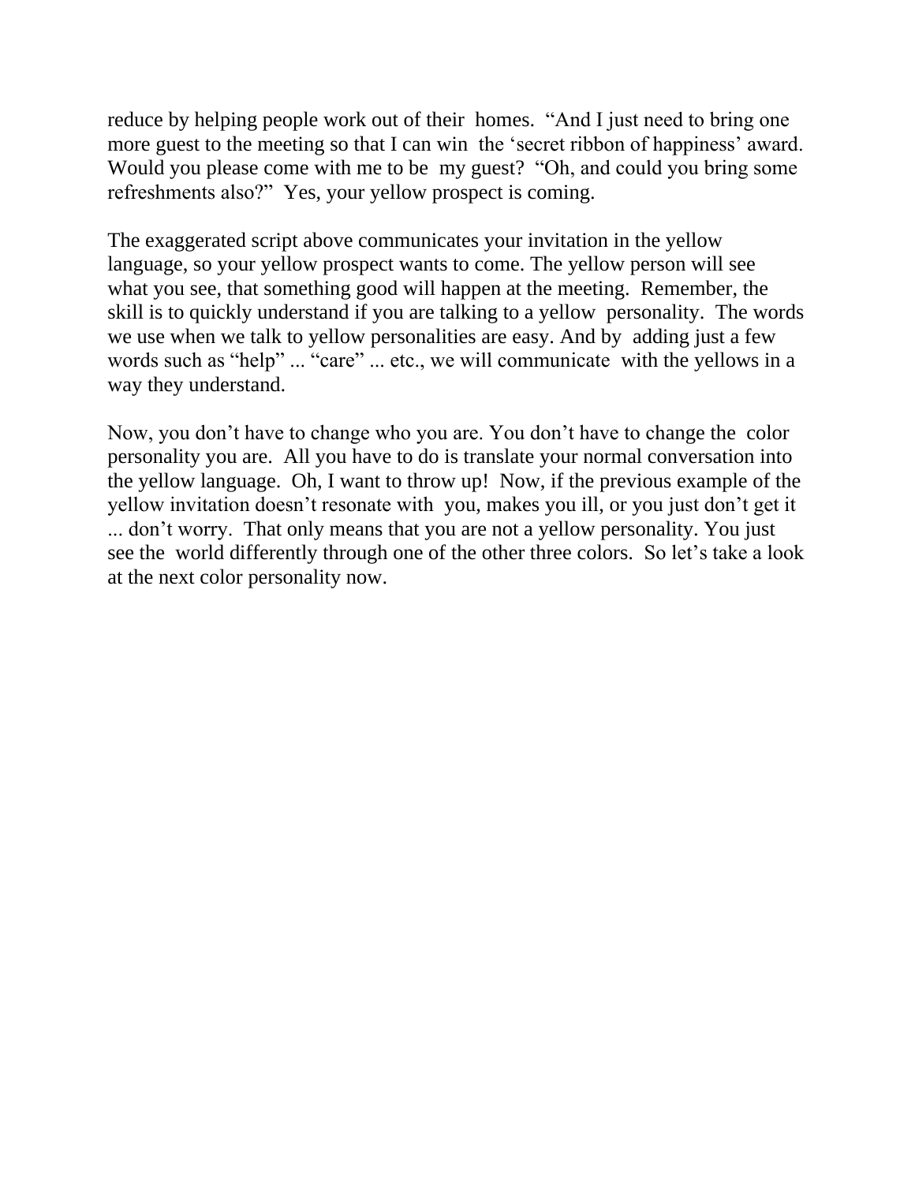reduce by helping people work out of their homes. "And I just need to bring one more guest to the meeting so that I can win the 'secret ribbon of happiness' award. Would you please come with me to be my guest? "Oh, and could you bring some refreshments also?" Yes, your yellow prospect is coming.

The exaggerated script above communicates your invitation in the yellow language, so your yellow prospect wants to come. The yellow person will see what you see, that something good will happen at the meeting. Remember, the skill is to quickly understand if you are talking to a yellow personality. The words we use when we talk to yellow personalities are easy. And by adding just a few words such as "help" ... "care" ... etc., we will communicate with the yellows in a way they understand.

Now, you don't have to change who you are. You don't have to change the color personality you are. All you have to do is translate your normal conversation into the yellow language. Oh, I want to throw up! Now, if the previous example of the yellow invitation doesn't resonate with you, makes you ill, or you just don't get it ... don't worry. That only means that you are not a yellow personality. You just see the world differently through one of the other three colors. So let's take a look at the next color personality now.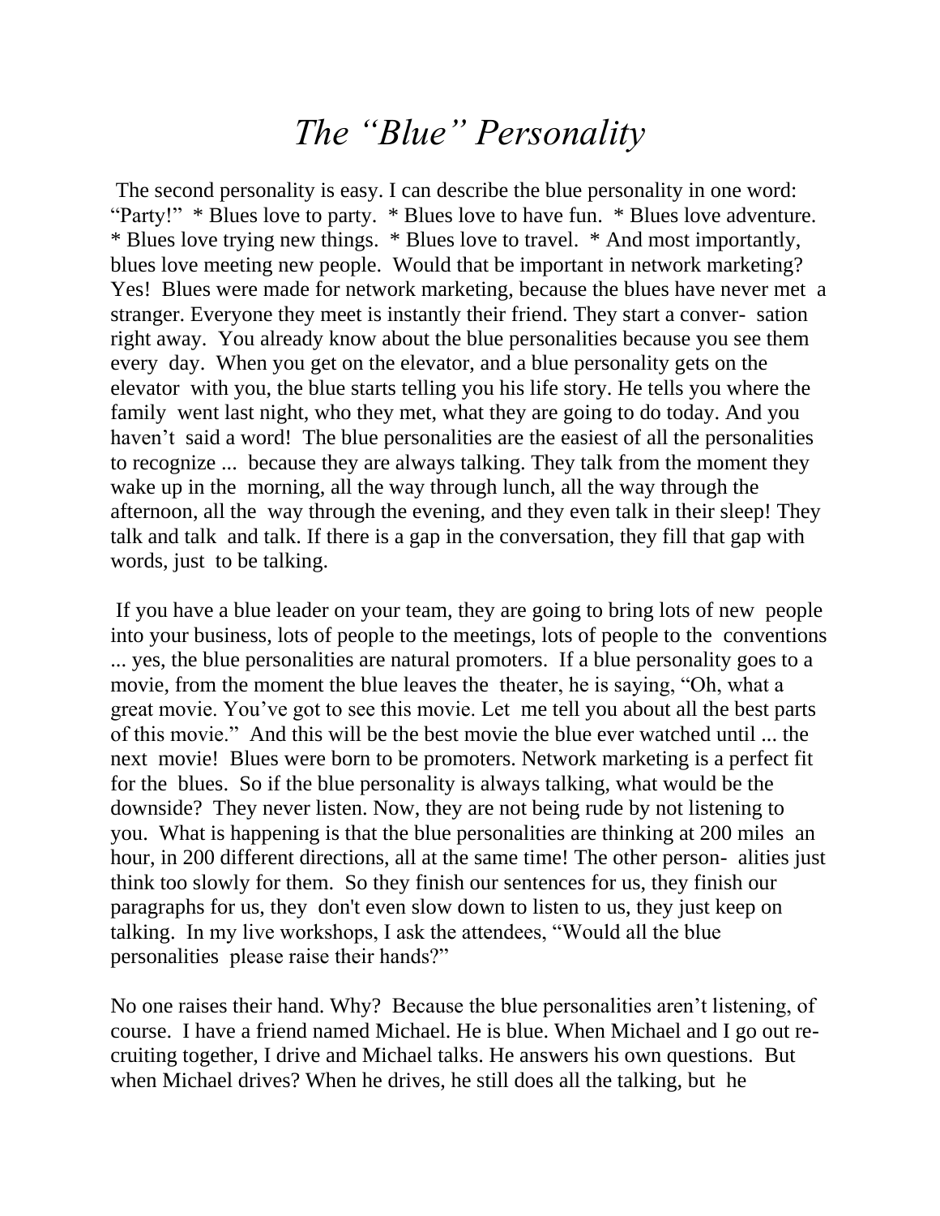# *The "Blue" Personality*

The second personality is easy. I can describe the blue personality in one word: "Party!" * Blues love to party. * Blues love to have fun. * Blues love adventure. * Blues love trying new things. * Blues love to travel. * And most importantly, blues love meeting new people. Would that be important in network marketing? Yes! Blues were made for network marketing, because the blues have never met a stranger. Everyone they meet is instantly their friend. They start a conversation right away. You already know about the blue personalities because you see them every day. When you get on the elevator, and a blue personality gets on the elevator with you, the blue starts telling you his life story. He tells you where the family went last night, who they met, what they are going to do today. And you haven't said a word! The blue personalities are the easiest of all the personalities to recognize ... because they are always talking. They talk from the moment they wake up in the morning, all the way through lunch, all the way through the afternoon, all the way through the evening, and they even talk in their sleep! They talk and talk and talk. If there is a gap in the conversation, they fill that gap with words, just to be talking.

If you have a blue leader on your team, they are going to bring lots of new people into your business, lots of people to the meetings, lots of people to the conventions ... yes, the blue personalities are natural promoters. If a blue personality goes to a movie, from the moment the blue leaves the theater, he is saying, "Oh, what a great movie. You've got to see this movie. Let me tell you about all the best parts of this movie." And this will be the best movie the blue ever watched until ... the next movie! Blues were born to be promoters. Network marketing is a perfect fit for the blues. So if the blue personality is always talking, what would be the downside? They never listen. Now, they are not being rude by not listening to you. What is happening is that the blue personalities are thinking at 200 miles an hour, in 200 different directions, all at the same time! The other personalities just think too slowly for them. So they finish our sentences for us, they finish our paragraphs for us, they don't even slow down to listen to us, they just keep on talking. In my live workshops, I ask the attendees, "Would all the blue personalities please raise their hands?"

No one raises their hand. Why? Because the blue personalities aren't listening, of course. I have a friend named Michael. He is blue. When Michael and I go out recruiting together, I drive and Michael talks. He answers his own questions. But when Michael drives? When he drives, he still does all the talking, but he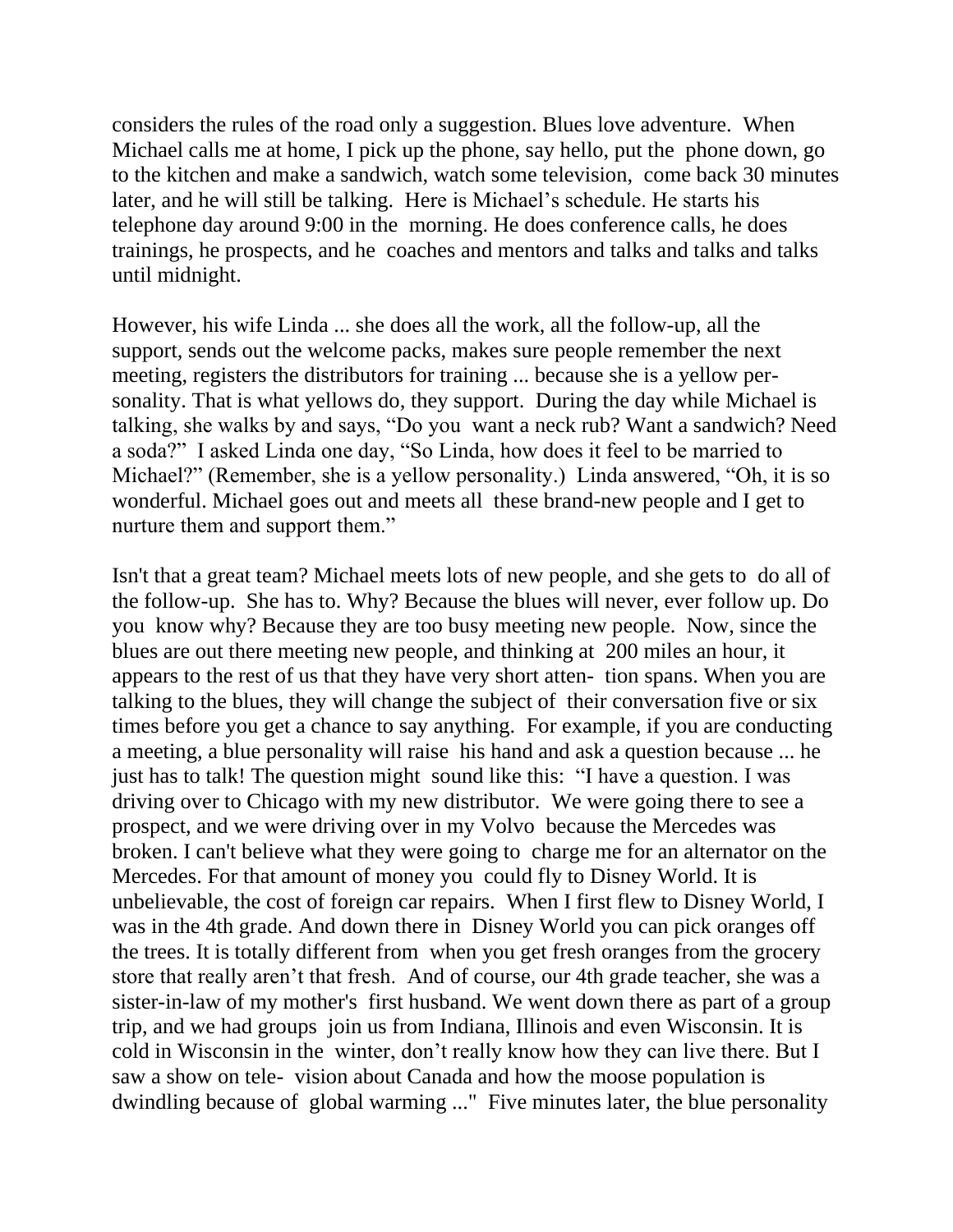considers the rules of the road only a suggestion. Blues love adventure. When Michael calls me at home, I pick up the phone, say hello, put the phone down, go to the kitchen and make a sandwich, watch some television, come back 30 minutes later, and he will still be talking. Here is Michael's schedule. He starts his telephone day around 9:00 in the morning. He does conference calls, he does trainings, he prospects, and he coaches and mentors and talks and talks and talks until midnight.

However, his wife Linda ... she does all the work, all the follow-up, all the support, sends out the welcome packs, makes sure people remember the next meeting, registers the distributors for training ... because she is a yellow personality. That is what yellows do, they support. During the day while Michael is talking, she walks by and says, "Do you want a neck rub? Want a sandwich? Need a soda?" I asked Linda one day, "So Linda, how does it feel to be married to Michael?" (Remember, she is a yellow personality.) Linda answered, "Oh, it is so wonderful. Michael goes out and meets all these brand-new people and I get to nurture them and support them."

Isn't that a great team? Michael meets lots of new people, and she gets to do all of the follow-up. She has to. Why? Because the blues will never, ever follow up. Do you know why? Because they are too busy meeting new people. Now, since the blues are out there meeting new people, and thinking at 200 miles an hour, it appears to the rest of us that they have very short attention spans. When you are talking to the blues, they will change the subject of their conversation five or six times before you get a chance to say anything. For example, if you are conducting a meeting, a blue personality will raise his hand and ask a question because ... he just has to talk! The question might sound like this: "I have a question. I was driving over to Chicago with my new distributor. We were going there to see a prospect, and we were driving over in my Volvo because the Mercedes was broken. I can't believe what they were going to charge me for an alternator on the Mercedes. For that amount of money you could fly to Disney World. It is unbelievable, the cost of foreign car repairs. When I first flew to Disney World, I was in the 4th grade. And down there in Disney World you can pick oranges off the trees. It is totally different from when you get fresh oranges from the grocery store that really aren't that fresh. And of course, our 4th grade teacher, she was a sister-in-law of my mother's first husband. We went down there as part of a group trip, and we had groups join us from Indiana, Illinois and even Wisconsin. It is cold in Wisconsin in the winter, don't really know how they can live there. But I saw a show on television about Canada and how the moose population is dwindling because of global warming ..." Five minutes later, the blue personality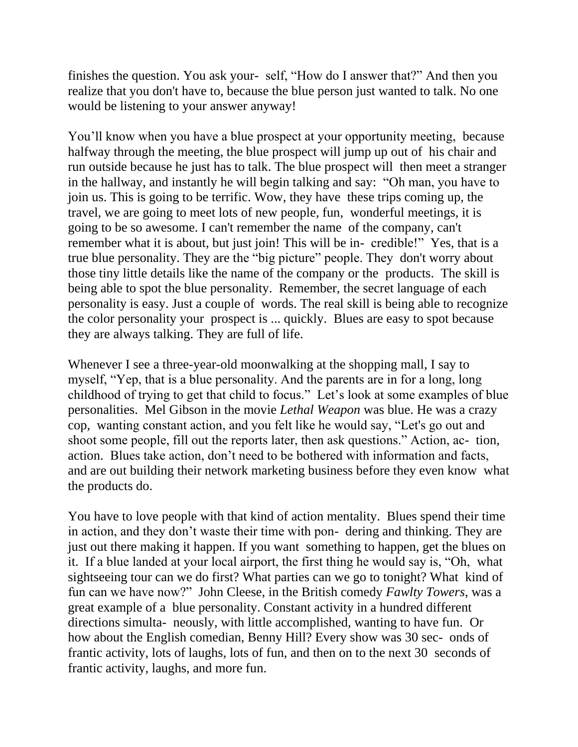finishes the question. You ask yourself, "How do I answer that?" And then you realize that you don't have to, because the blue person just wanted to talk. No one would be listening to your answer anyway!

You'll know when you have a blue prospect at your opportunity meeting, because halfway through the meeting, the blue prospect will jump up out of his chair and run outside because he just has to talk. The blue prospect will then meet a stranger in the hallway, and instantly he will begin talking and say: "Oh man, you have to join us. This is going to be terrific. Wow, they have these trips coming up, the travel, we are going to meet lots of new people, fun, wonderful meetings, it is going to be so awesome. I can't remember the name of the company, can't remember what it is about, but just join! This will be incredible!" Yes, that is a true blue personality. They are the "big picture" people. They don't worry about those tiny little details like the name of the company or the products. The skill is being able to spot the blue personality. Remember, the secret language of each personality is easy. Just a couple of words. The real skill is being able to recognize the color personality your prospect is ... quickly. Blues are easy to spot because they are always talking. They are full of life.

Whenever I see a three-year-old moonwalking at the shopping mall, I say to myself, "Yep, that is a blue personality. And the parents are in for a long, long childhood of trying to get that child to focus." Let's look at some examples of blue personalities. Mel Gibson in the movie *Lethal Weapon* was blue. He was a crazy cop, wanting constant action, and you felt like he would say, "Let's go out and shoot some people, fill out the reports later, then ask questions." Action, action, action. Blues take action, don't need to be bothered with information and facts, and are out building their network marketing business before they even know what the products do.

You have to love people with that kind of action mentality. Blues spend their time in action, and they don't waste their time with pondering and thinking. They are just out there making it happen. If you want something to happen, get the blues on it. If a blue landed at your local airport, the first thing he would say is, "Oh, what sightseeing tour can we do first? What parties can we go to tonight? What kind of fun can we have now?" John Cleese, in the British comedy *Fawlty Towers*, was a great example of a blue personality. Constant activity in a hundred different directions simultaneously, with little accomplished, wanting to have fun. Or how about the English comedian, Benny Hill? Every show was 30 seconds of frantic activity, lots of laughs, lots of fun, and then on to the next 30 seconds of frantic activity, laughs, and more fun.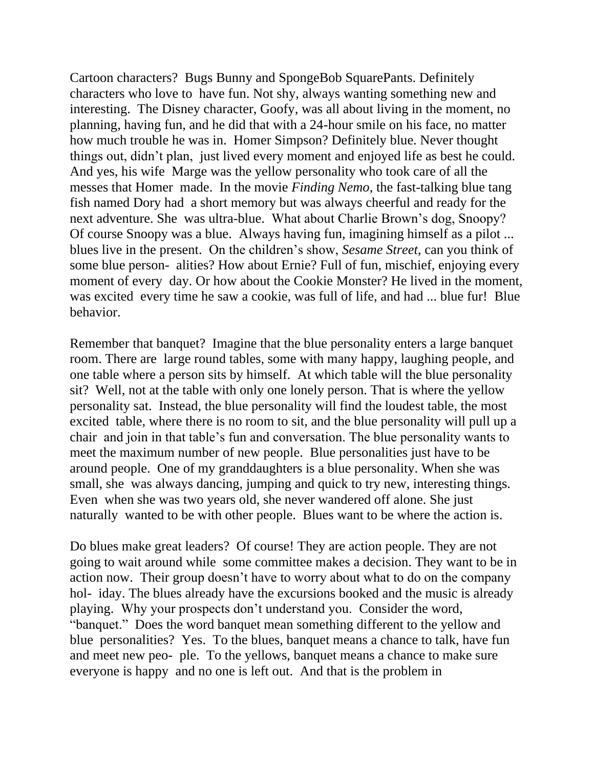Cartoon characters? Bugs Bunny and SpongeBob SquarePants. Definitely characters who love to have fun. Not shy, always wanting something new and interesting. The Disney character, Goofy, was all about living in the moment, no planning, having fun, and he did that with a 24-hour smile on his face, no matter how much trouble he was in. Homer Simpson? Definitely blue. Never thought things out, didn't plan, just lived every moment and enjoyed life as best he could. And yes, his wife Marge was the yellow personality who took care of all the messes that Homer made. In the movie *Finding Nemo*, the fast-talking blue tang fish named Dory had a short memory but was always cheerful and ready for the next adventure. She was ultra-blue. What about Charlie Brown's dog, Snoopy? Of course Snoopy was a blue. Always having fun, imagining himself as a pilot ... blues live in the present. On the children's show, *Sesame Street*, can you think of some blue personalities? How about Ernie? Full of fun, mischief, enjoying every moment of every day. Or how about the Cookie Monster? He lived in the moment, was excited every time he saw a cookie, was full of life, and had ... blue fur! Blue behavior.

Remember that banquet? Imagine that the blue personality enters a large banquet room. There are large round tables, some with many happy, laughing people, and one table where a person sits by himself. At which table will the blue personality sit? Well, not at the table with only one lonely person. That is where the yellow personality sat. Instead, the blue personality will find the loudest table, the most excited table, where there is no room to sit, and the blue personality will pull up a chair and join in that table's fun and conversation. The blue personality wants to meet the maximum number of new people. Blue personalities just have to be around people. One of my granddaughters is a blue personality. When she was small, she was always dancing, jumping and quick to try new, interesting things. Even when she was two years old, she never wandered off alone. She just naturally wanted to be with other people. Blues want to be where the action is.

Do blues make great leaders? Of course! They are action people. They are not going to wait around while some committee makes a decision. They want to be in action now. Their group doesn't have to worry about what to do on the company holiday. The blues already have the excursions booked and the music is already playing. Why your prospects don't understand you. Consider the word, "banquet." Does the word banquet mean something different to the yellow and blue personalities? Yes. To the blues, banquet means a chance to talk, have fun and meet new people. To the yellows, banquet means a chance to make sure everyone is happy and no one is left out. And that is the problem in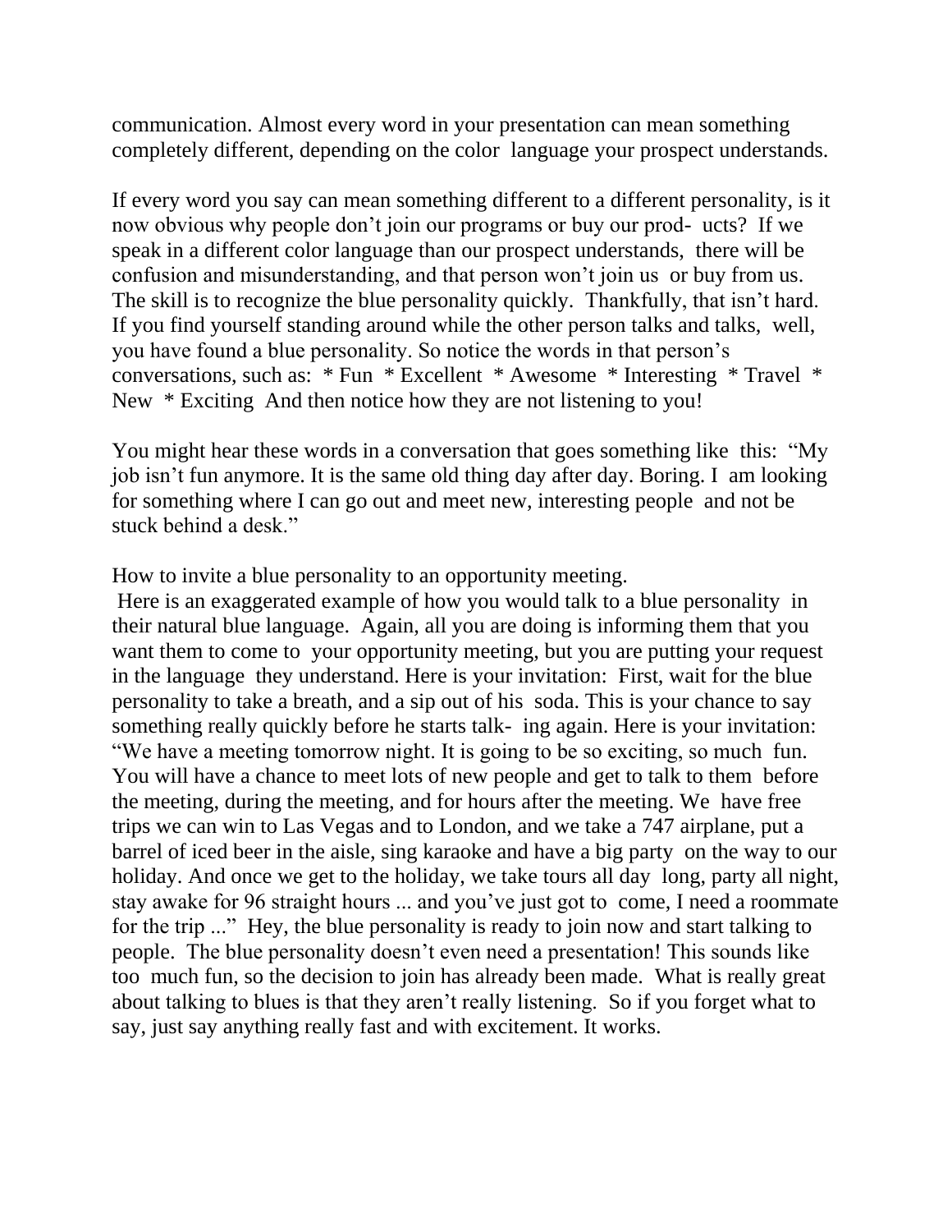communication. Almost every word in your presentation can mean something completely different, depending on the color language your prospect understands.

If every word you say can mean something different to a different personality, is it now obvious why people don't join our programs or buy our prod- ucts? If we speak in a different color language than our prospect understands, there will be confusion and misunderstanding, and that person won't join us or buy from us. The skill is to recognize the blue personality quickly. Thankfully, that isn't hard. If you find yourself standing around while the other person talks and talks, well, you have found a blue personality. So notice the words in that person's conversations, such as: * Fun * Excellent * Awesome * Interesting * Travel * New * Exciting And then notice how they are not listening to you!

You might hear these words in a conversation that goes something like this: "My job isn't fun anymore. It is the same old thing day after day. Boring. I am looking for something where I can go out and meet new, interesting people and not be stuck behind a desk."

How to invite a blue personality to an opportunity meeting.

Here is an exaggerated example of how you would talk to a blue personality in their natural blue language. Again, all you are doing is informing them that you want them to come to your opportunity meeting, but you are putting your request in the language they understand. Here is your invitation: First, wait for the blue personality to take a breath, and a sip out of his soda. This is your chance to say something really quickly before he starts talk- ing again. Here is your invitation: "We have a meeting tomorrow night. It is going to be so exciting, so much fun. You will have a chance to meet lots of new people and get to talk to them before the meeting, during the meeting, and for hours after the meeting. We have free trips we can win to Las Vegas and to London, and we take a 747 airplane, put a barrel of iced beer in the aisle, sing karaoke and have a big party on the way to our holiday. And once we get to the holiday, we take tours all day long, party all night, stay awake for 96 straight hours ... and you've just got to come, I need a roommate for the trip ..." Hey, the blue personality is ready to join now and start talking to people. The blue personality doesn't even need a presentation! This sounds like too much fun, so the decision to join has already been made. What is really great about talking to blues is that they aren't really listening. So if you forget what to say, just say anything really fast and with excitement. It works.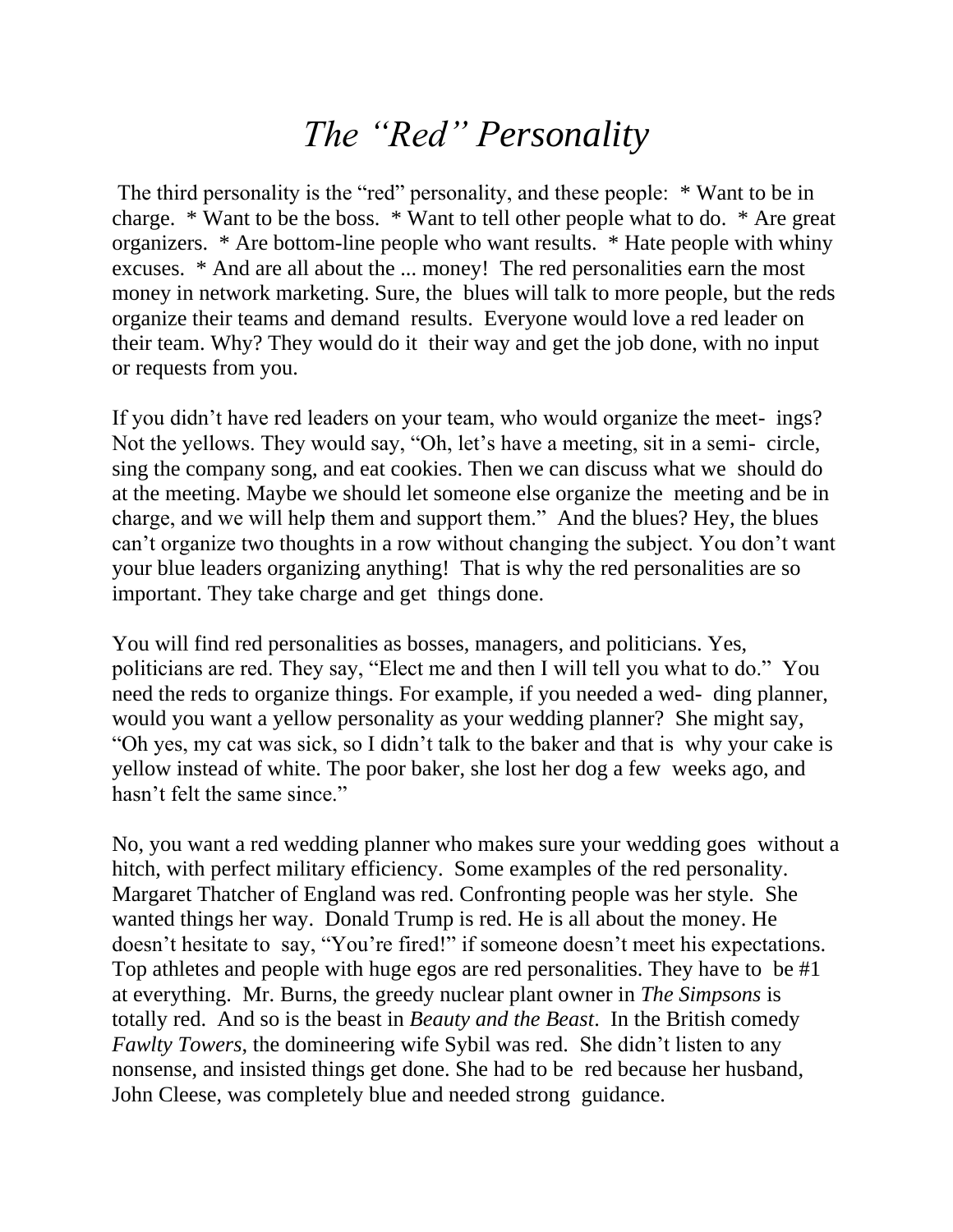# *The "Red" Personality*

The third personality is the "red" personality, and these people: * Want to be in charge. * Want to be the boss. * Want to tell other people what to do. * Are great organizers. * Are bottom-line people who want results. * Hate people with whiny excuses. * And are all about the ... money! The red personalities earn the most money in network marketing. Sure, the blues will talk to more people, but the reds organize their teams and demand results. Everyone would love a red leader on their team. Why? They would do it their way and get the job done, with no input or requests from you.

If you didn't have red leaders on your team, who would organize the meet- ings? Not the yellows. They would say, "Oh, let's have a meeting, sit in a semi- circle, sing the company song, and eat cookies. Then we can discuss what we should do at the meeting. Maybe we should let someone else organize the meeting and be in charge, and we will help them and support them." And the blues? Hey, the blues can't organize two thoughts in a row without changing the subject. You don't want your blue leaders organizing anything! That is why the red personalities are so important. They take charge and get things done.

You will find red personalities as bosses, managers, and politicians. Yes, politicians are red. They say, "Elect me and then I will tell you what to do." You need the reds to organize things. For example, if you needed a wed- ding planner, would you want a yellow personality as your wedding planner? She might say, "Oh yes, my cat was sick, so I didn't talk to the baker and that is why your cake is yellow instead of white. The poor baker, she lost her dog a few weeks ago, and hasn't felt the same since."

No, you want a red wedding planner who makes sure your wedding goes without a hitch, with perfect military efficiency. Some examples of the red personality. Margaret Thatcher of England was red. Confronting people was her style. She wanted things her way. Donald Trump is red. He is all about the money. He doesn't hesitate to say, "You're fired!" if someone doesn't meet his expectations. Top athletes and people with huge egos are red personalities. They have to be #1 at everything. Mr. Burns, the greedy nuclear plant owner in *The Simpsons* is totally red. And so is the beast in *Beauty and the Beast*. In the British comedy *Fawlty Towers*, the domineering wife Sybil was red. She didn't listen to any nonsense, and insisted things get done. She had to be red because her husband, John Cleese, was completely blue and needed strong guidance.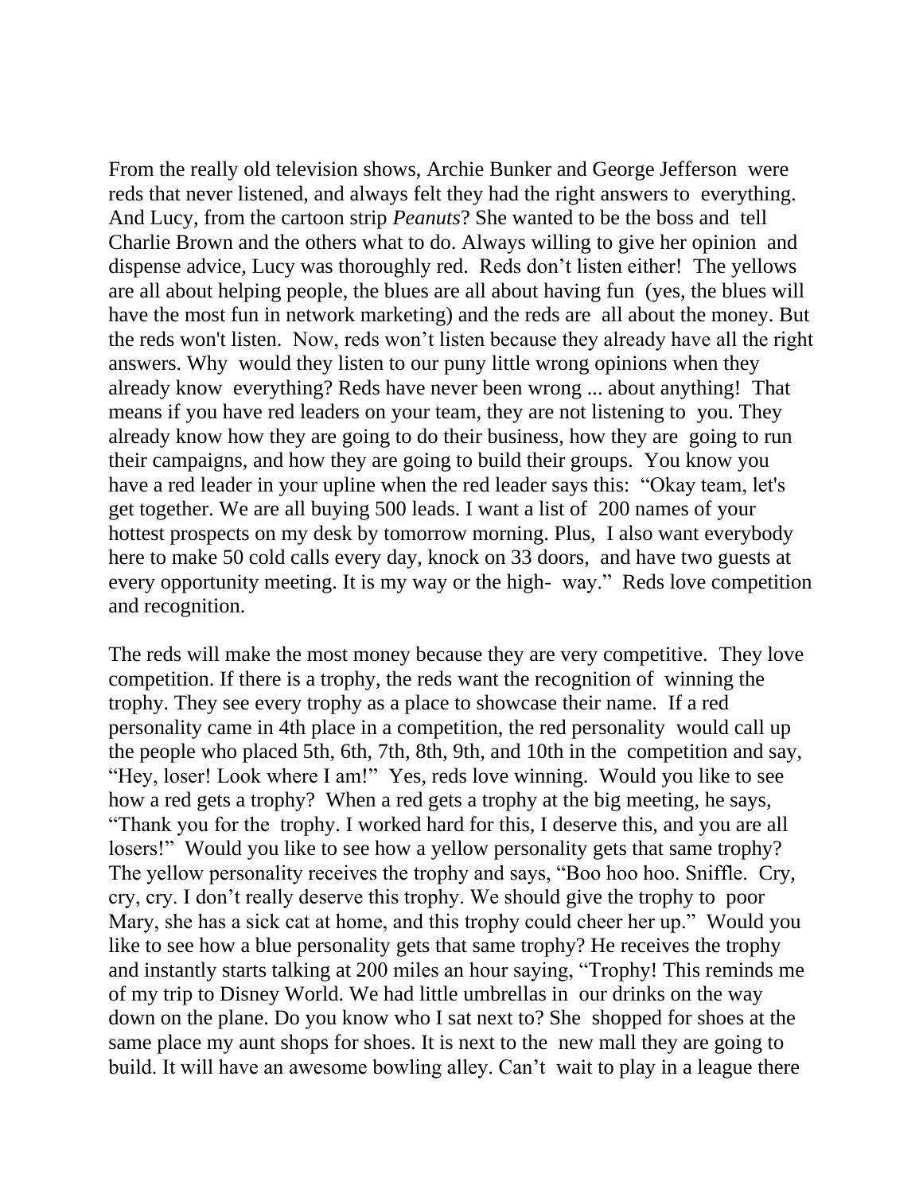From the really old television shows, Archie Bunker and George Jefferson were reds that never listened, and always felt they had the right answers to everything. And Lucy, from the cartoon strip *Peanuts*? She wanted to be the boss and tell Charlie Brown and the others what to do. Always willing to give her opinion and dispense advice, Lucy was thoroughly red. Reds don't listen either! The yellows are all about helping people, the blues are all about having fun (yes, the blues will have the most fun in network marketing) and the reds are all about the money. But the reds won't listen. Now, reds won't listen because they already have all the right answers. Why would they listen to our puny little wrong opinions when they already know everything? Reds have never been wrong ... about anything! That means if you have red leaders on your team, they are not listening to you. They already know how they are going to do their business, how they are going to run their campaigns, and how they are going to build their groups. You know you have a red leader in your upline when the red leader says this: "Okay team, let's get together. We are all buying 500 leads. I want a list of 200 names of your hottest prospects on my desk by tomorrow morning. Plus, I also want everybody here to make 50 cold calls every day, knock on 33 doors, and have two guests at every opportunity meeting. It is my way or the high- way." Reds love competition and recognition.

The reds will make the most money because they are very competitive. They love competition. If there is a trophy, the reds want the recognition of winning the trophy. They see every trophy as a place to showcase their name. If a red personality came in 4th place in a competition, the red personality would call up the people who placed 5th, 6th, 7th, 8th, 9th, and 10th in the competition and say, "Hey, loser! Look where I am!" Yes, reds love winning. Would you like to see how a red gets a trophy? When a red gets a trophy at the big meeting, he says, "Thank you for the trophy. I worked hard for this, I deserve this, and you are all losers!" Would you like to see how a yellow personality gets that same trophy? The yellow personality receives the trophy and says, "Boo hoo hoo. Sniffle. Cry, cry, cry. I don't really deserve this trophy. We should give the trophy to poor Mary, she has a sick cat at home, and this trophy could cheer her up." Would you like to see how a blue personality gets that same trophy? He receives the trophy and instantly starts talking at 200 miles an hour saying, "Trophy! This reminds me of my trip to Disney World. We had little umbrellas in our drinks on the way down on the plane. Do you know who I sat next to? She shopped for shoes at the same place my aunt shops for shoes. It is next to the new mall they are going to build. It will have an awesome bowling alley. Can't wait to play in a league there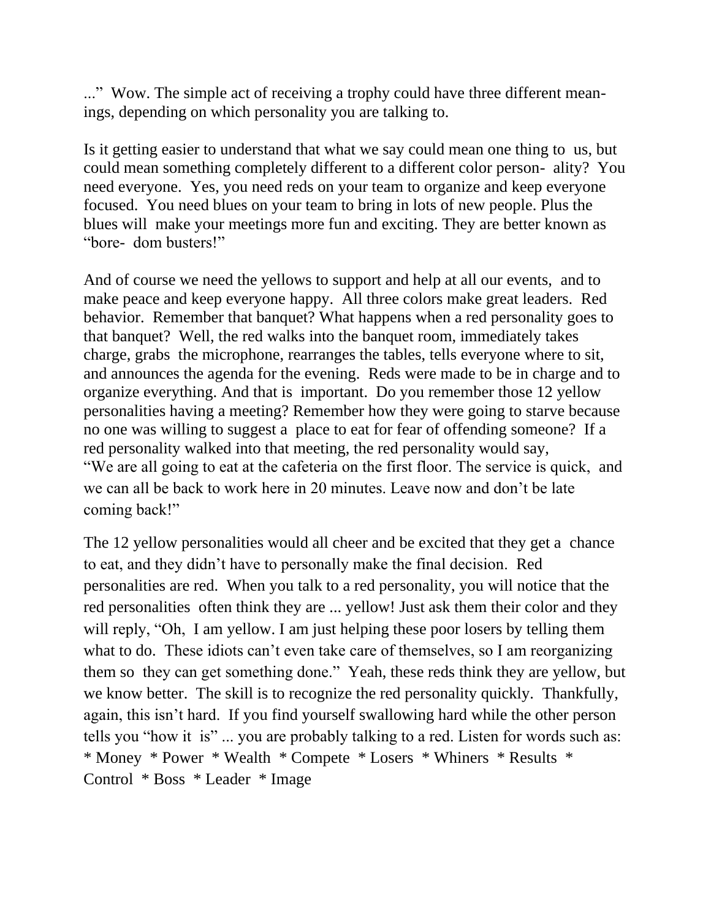..." Wow. The simple act of receiving a trophy could have three different meanings, depending on which personality you are talking to.

Is it getting easier to understand that what we say could mean one thing to us, but could mean something completely different to a different color personality? You need everyone. Yes, you need reds on your team to organize and keep everyone focused. You need blues on your team to bring in lots of new people. Plus the blues will make your meetings more fun and exciting. They are better known as "boredom busters!"

And of course we need the yellows to support and help at all our events, and to make peace and keep everyone happy. All three colors make great leaders. Red behavior. Remember that banquet? What happens when a red personality goes to that banquet? Well, the red walks into the banquet room, immediately takes charge, grabs the microphone, rearranges the tables, tells everyone where to sit, and announces the agenda for the evening. Reds were made to be in charge and to organize everything. And that is important. Do you remember those 12 yellow personalities having a meeting? Remember how they were going to starve because no one was willing to suggest a place to eat for fear of offending someone? If a red personality walked into that meeting, the red personality would say, "We are all going to eat at the cafeteria on the first floor. The service is quick, and we can all be back to work here in 20 minutes. Leave now and don't be late coming back!"

The 12 yellow personalities would all cheer and be excited that they get a chance to eat, and they didn't have to personally make the final decision. Red personalities are red. When you talk to a red personality, you will notice that the red personalities often think they are ... yellow! Just ask them their color and they will reply, "Oh, I am yellow. I am just helping these poor losers by telling them what to do. These idiots can't even take care of themselves, so I am reorganizing them so they can get something done." Yeah, these reds think they are yellow, but we know better. The skill is to recognize the red personality quickly. Thankfully, again, this isn't hard. If you find yourself swallowing hard while the other person tells you "how it is" ... you are probably talking to a red. Listen for words such as: * Money * Power * Wealth * Compete * Losers * Whiners * Results * Control * Boss * Leader * Image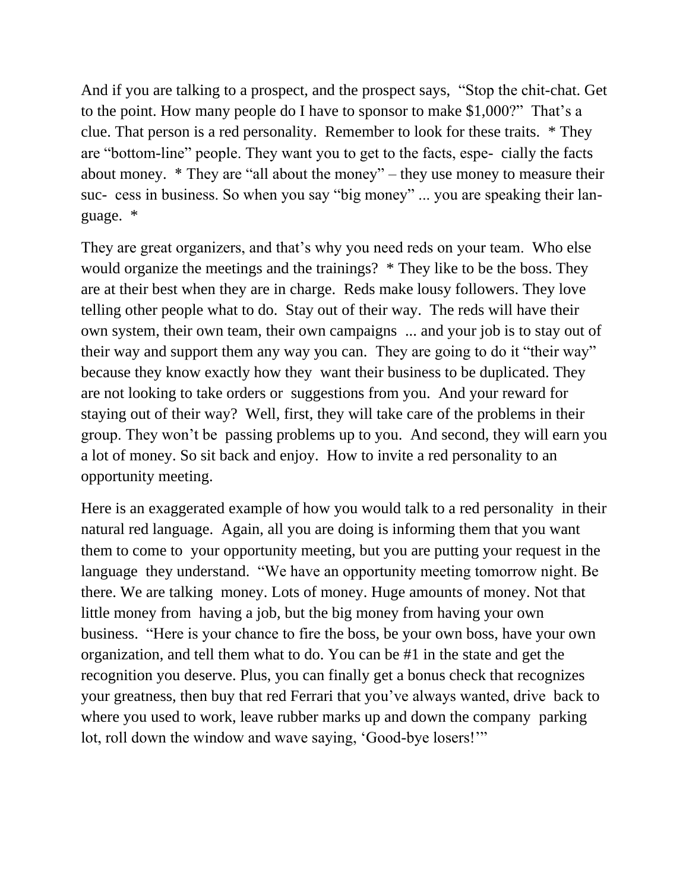And if you are talking to a prospect, and the prospect says, "Stop the chit-chat. Get to the point. How many people do I have to sponsor to make $1,000?" That's a clue. That person is a red personality. Remember to look for these traits. * They are "bottom-line" people. They want you to get to the facts, espe- cially the facts about money. * They are "all about the money" – they use money to measure their suc- cess in business. So when you say "big money" ... you are speaking their lan- guage. *

They are great organizers, and that's why you need reds on your team. Who else would organize the meetings and the trainings? * They like to be the boss. They are at their best when they are in charge. Reds make lousy followers. They love telling other people what to do. Stay out of their way. The reds will have their own system, their own team, their own campaigns ... and your job is to stay out of their way and support them any way you can. They are going to do it "their way" because they know exactly how they want their business to be duplicated. They are not looking to take orders or suggestions from you. And your reward for staying out of their way? Well, first, they will take care of the problems in their group. They won't be passing problems up to you. And second, they will earn you a lot of money. So sit back and enjoy. How to invite a red personality to an opportunity meeting.

Here is an exaggerated example of how you would talk to a red personality in their natural red language. Again, all you are doing is informing them that you want them to come to your opportunity meeting, but you are putting your request in the language they understand. "We have an opportunity meeting tomorrow night. Be there. We are talking money. Lots of money. Huge amounts of money. Not that little money from having a job, but the big money from having your own business. "Here is your chance to fire the boss, be your own boss, have your own organization, and tell them what to do. You can be #1 in the state and get the recognition you deserve. Plus, you can finally get a bonus check that recognizes your greatness, then buy that red Ferrari that you've always wanted, drive back to where you used to work, leave rubber marks up and down the company parking lot, roll down the window and wave saying, 'Good-bye losers!'"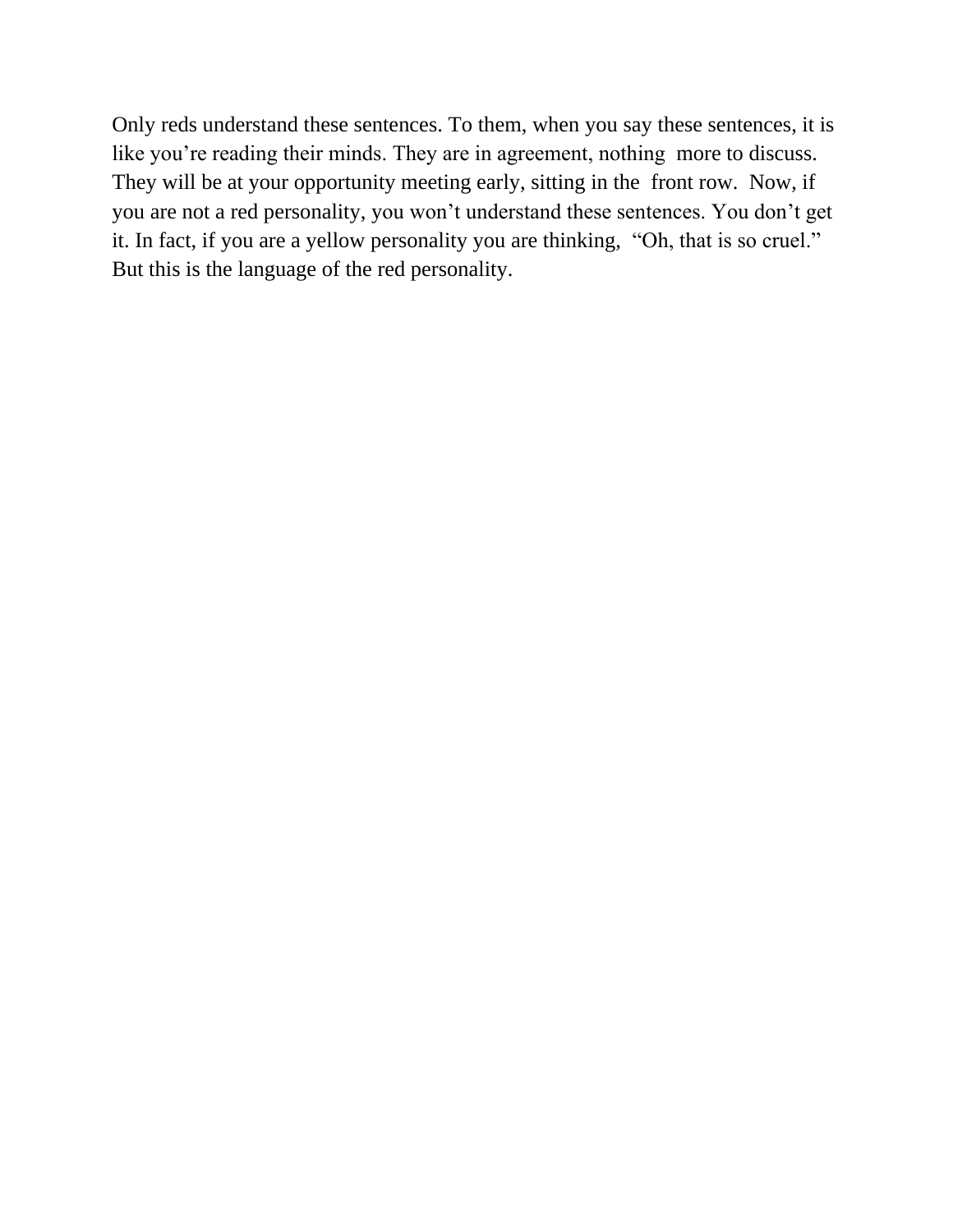Only reds understand these sentences. To them, when you say these sentences, it is like you're reading their minds. They are in agreement, nothing more to discuss. They will be at your opportunity meeting early, sitting in the front row. Now, if you are not a red personality, you won't understand these sentences. You don't get it. In fact, if you are a yellow personality you are thinking, "Oh, that is so cruel." But this is the language of the red personality.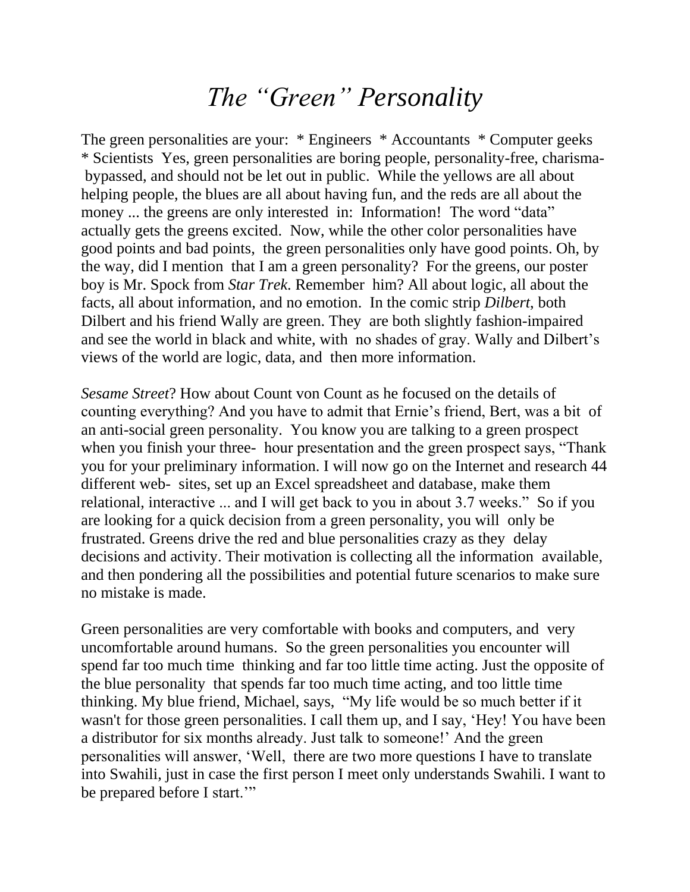# *The "Green" Personality*

The green personalities are your: * Engineers * Accountants * Computer geeks * Scientists Yes, green personalities are boring people, personality-free, charisma-bypassed, and should not be let out in public. While the yellows are all about helping people, the blues are all about having fun, and the reds are all about the money ... the greens are only interested in: Information! The word "data" actually gets the greens excited. Now, while the other color personalities have good points and bad points, the green personalities only have good points. Oh, by the way, did I mention that I am a green personality? For the greens, our poster boy is Mr. Spock from *Star Trek*. Remember him? All about logic, all about the facts, all about information, and no emotion. In the comic strip *Dilbert*, both Dilbert and his friend Wally are green. They are both slightly fashion-impaired and see the world in black and white, with no shades of gray. Wally and Dilbert's views of the world are logic, data, and then more information.

*Sesame Street*? How about Count von Count as he focused on the details of counting everything? And you have to admit that Ernie's friend, Bert, was a bit of an anti-social green personality. You know you are talking to a green prospect when you finish your three- hour presentation and the green prospect says, "Thank you for your preliminary information. I will now go on the Internet and research 44 different web- sites, set up an Excel spreadsheet and database, make them relational, interactive ... and I will get back to you in about 3.7 weeks." So if you are looking for a quick decision from a green personality, you will only be frustrated. Greens drive the red and blue personalities crazy as they delay decisions and activity. Their motivation is collecting all the information available, and then pondering all the possibilities and potential future scenarios to make sure no mistake is made.

Green personalities are very comfortable with books and computers, and very uncomfortable around humans. So the green personalities you encounter will spend far too much time thinking and far too little time acting. Just the opposite of the blue personality that spends far too much time acting, and too little time thinking. My blue friend, Michael, says, "My life would be so much better if it wasn't for those green personalities. I call them up, and I say, 'Hey! You have been a distributor for six months already. Just talk to someone!' And the green personalities will answer, 'Well, there are two more questions I have to translate into Swahili, just in case the first person I meet only understands Swahili. I want to be prepared before I start.'"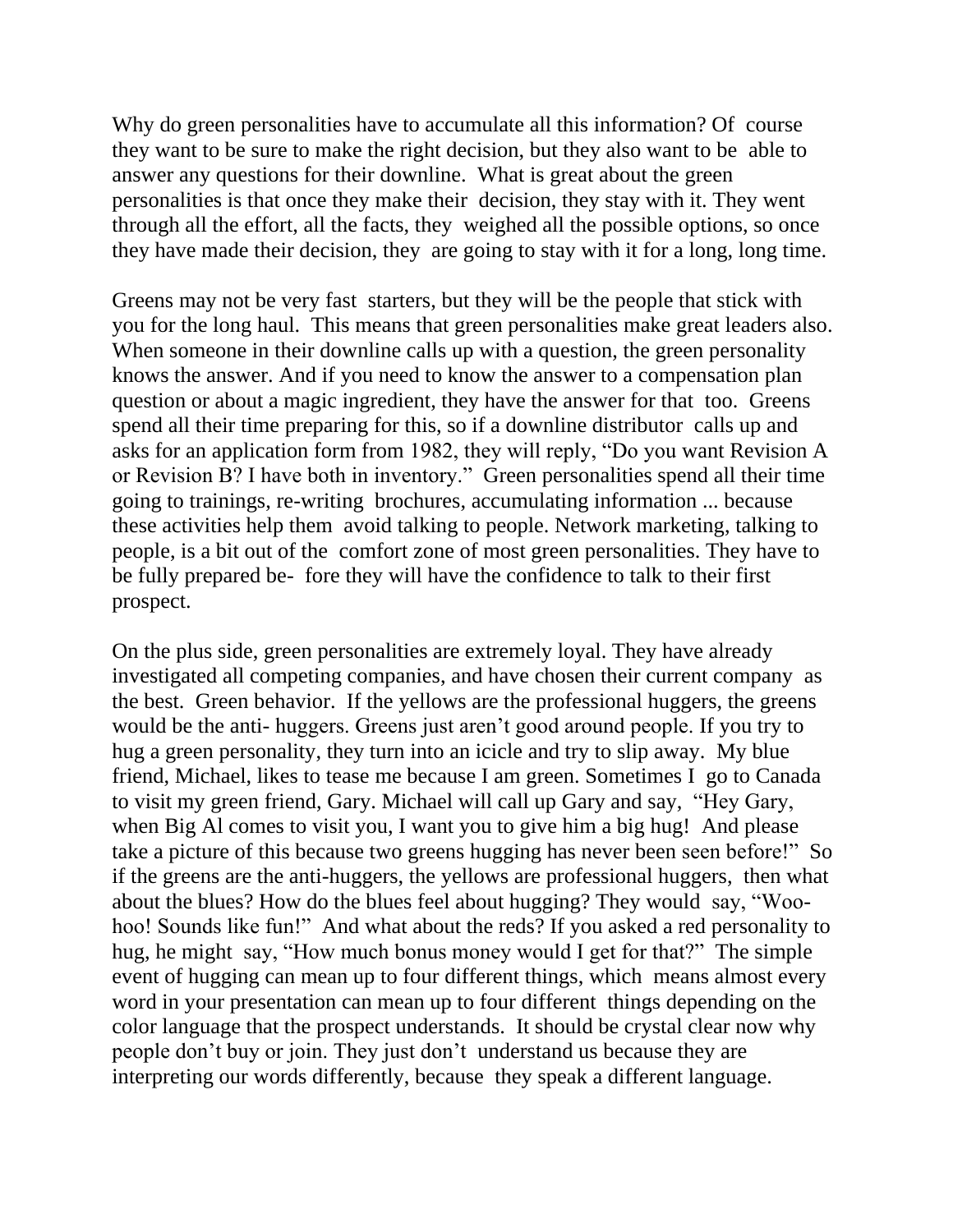Why do green personalities have to accumulate all this information? Of course they want to be sure to make the right decision, but they also want to be able to answer any questions for their downline. What is great about the green personalities is that once they make their decision, they stay with it. They went through all the effort, all the facts, they weighed all the possible options, so once they have made their decision, they are going to stay with it for a long, long time.

Greens may not be very fast starters, but they will be the people that stick with you for the long haul. This means that green personalities make great leaders also. When someone in their downline calls up with a question, the green personality knows the answer. And if you need to know the answer to a compensation plan question or about a magic ingredient, they have the answer for that too. Greens spend all their time preparing for this, so if a downline distributor calls up and asks for an application form from 1982, they will reply, "Do you want Revision A or Revision B? I have both in inventory." Green personalities spend all their time going to trainings, re-writing brochures, accumulating information ... because these activities help them avoid talking to people. Network marketing, talking to people, is a bit out of the comfort zone of most green personalities. They have to be fully prepared before they will have the confidence to talk to their first prospect.

On the plus side, green personalities are extremely loyal. They have already investigated all competing companies, and have chosen their current company as the best. Green behavior. If the yellows are the professional huggers, the greens would be the anti- huggers. Greens just aren't good around people. If you try to hug a green personality, they turn into an icicle and try to slip away. My blue friend, Michael, likes to tease me because I am green. Sometimes I go to Canada to visit my green friend, Gary. Michael will call up Gary and say, "Hey Gary, when Big Al comes to visit you, I want you to give him a big hug! And please take a picture of this because two greens hugging has never been seen before!" So if the greens are the anti-huggers, the yellows are professional huggers, then what about the blues? How do the blues feel about hugging? They would say, "Woo-hoo! Sounds like fun!" And what about the reds? If you asked a red personality to hug, he might say, "How much bonus money would I get for that?" The simple event of hugging can mean up to four different things, which means almost every word in your presentation can mean up to four different things depending on the color language that the prospect understands. It should be crystal clear now why people don't buy or join. They just don't understand us because they are interpreting our words differently, because they speak a different language.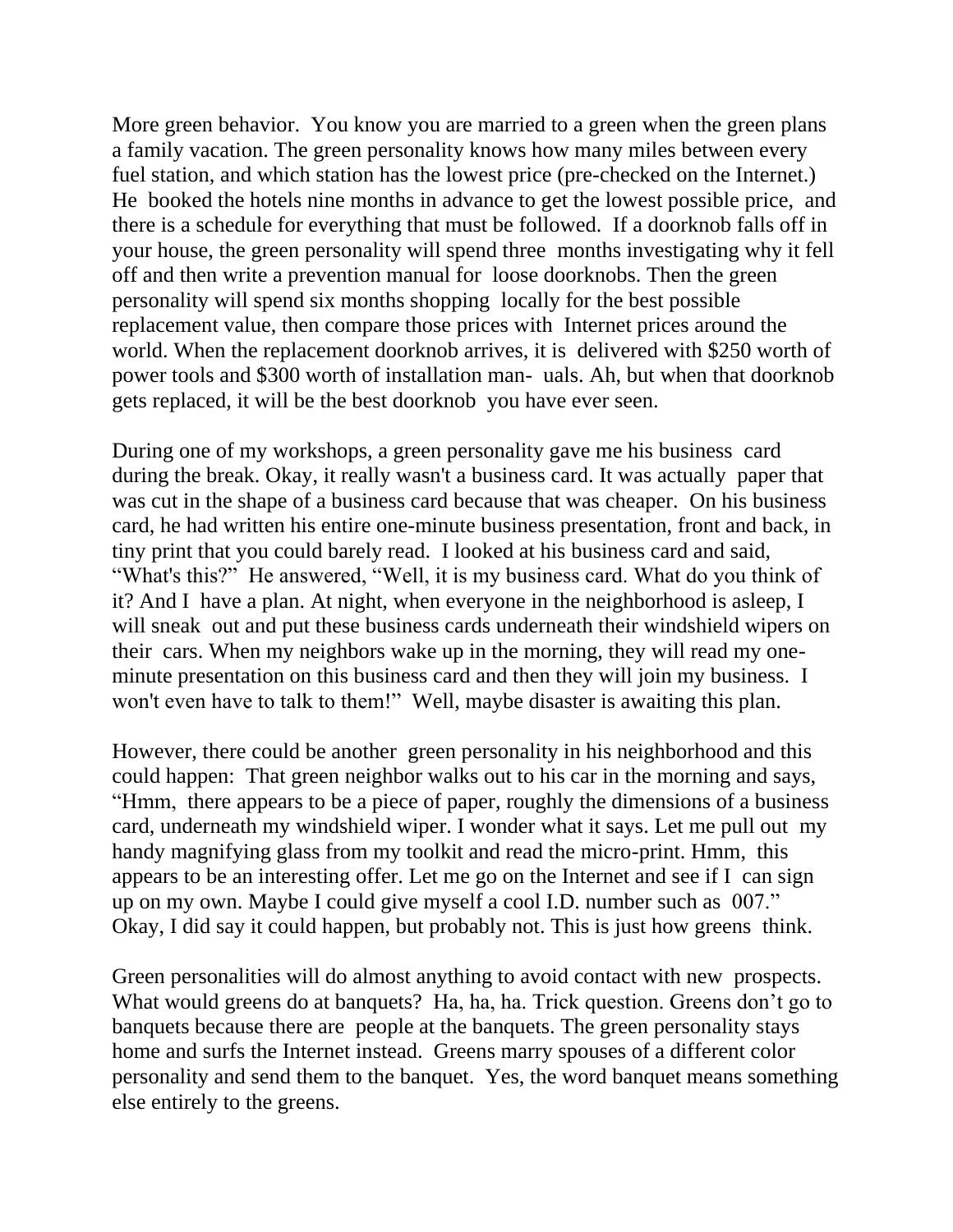More green behavior. You know you are married to a green when the green plans a family vacation. The green personality knows how many miles between every fuel station, and which station has the lowest price (pre-checked on the Internet.) He booked the hotels nine months in advance to get the lowest possible price, and there is a schedule for everything that must be followed. If a doorknob falls off in your house, the green personality will spend three months investigating why it fell off and then write a prevention manual for loose doorknobs. Then the green personality will spend six months shopping locally for the best possible replacement value, then compare those prices with Internet prices around the world. When the replacement doorknob arrives, it is delivered with $250 worth of power tools and $300 worth of installation man- uals. Ah, but when that doorknob gets replaced, it will be the best doorknob you have ever seen.

During one of my workshops, a green personality gave me his business card during the break. Okay, it really wasn't a business card. It was actually paper that was cut in the shape of a business card because that was cheaper. On his business card, he had written his entire one-minute business presentation, front and back, in tiny print that you could barely read. I looked at his business card and said, "What's this?" He answered, "Well, it is my business card. What do you think of it? And I have a plan. At night, when everyone in the neighborhood is asleep, I will sneak out and put these business cards underneath their windshield wipers on their cars. When my neighbors wake up in the morning, they will read my one-minute presentation on this business card and then they will join my business. I won't even have to talk to them!" Well, maybe disaster is awaiting this plan.

However, there could be another green personality in his neighborhood and this could happen: That green neighbor walks out to his car in the morning and says, "Hmm, there appears to be a piece of paper, roughly the dimensions of a business card, underneath my windshield wiper. I wonder what it says. Let me pull out my handy magnifying glass from my toolkit and read the micro-print. Hmm, this appears to be an interesting offer. Let me go on the Internet and see if I can sign up on my own. Maybe I could give myself a cool I.D. number such as 007." Okay, I did say it could happen, but probably not. This is just how greens think.

Green personalities will do almost anything to avoid contact with new prospects. What would greens do at banquets? Ha, ha, ha. Trick question. Greens don't go to banquets because there are people at the banquets. The green personality stays home and surfs the Internet instead. Greens marry spouses of a different color personality and send them to the banquet. Yes, the word banquet means something else entirely to the greens.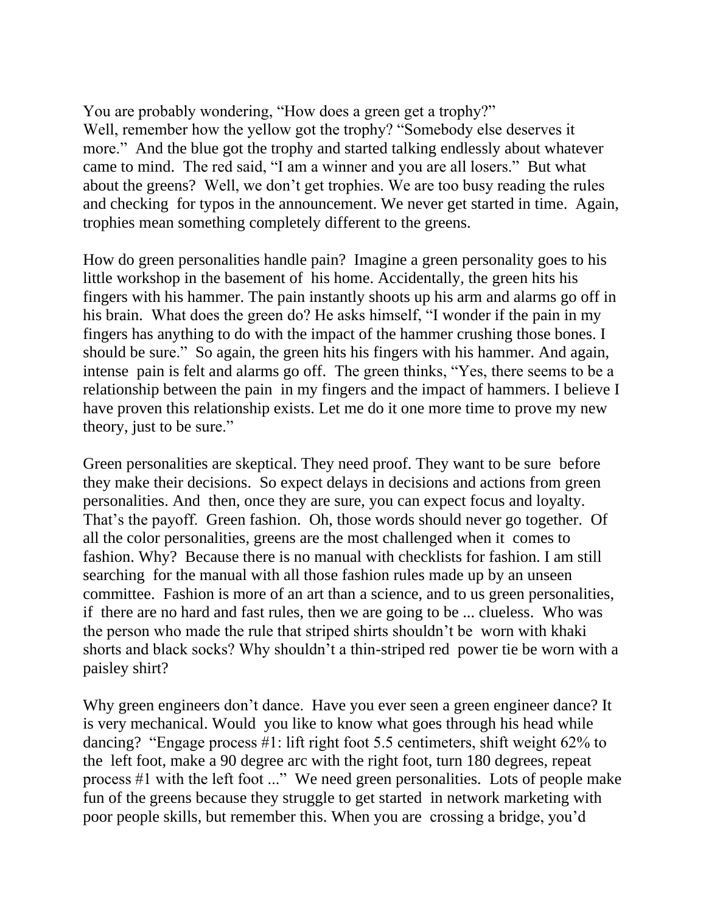You are probably wondering, "How does a green get a trophy?"
Well, remember how the yellow got the trophy? "Somebody else deserves it more." And the blue got the trophy and started talking endlessly about whatever came to mind. The red said, "I am a winner and you are all losers." But what about the greens? Well, we don't get trophies. We are too busy reading the rules and checking for typos in the announcement. We never get started in time. Again, trophies mean something completely different to the greens.

How do green personalities handle pain? Imagine a green personality goes to his little workshop in the basement of his home. Accidentally, the green hits his fingers with his hammer. The pain instantly shoots up his arm and alarms go off in his brain. What does the green do? He asks himself, "I wonder if the pain in my fingers has anything to do with the impact of the hammer crushing those bones. I should be sure." So again, the green hits his fingers with his hammer. And again, intense pain is felt and alarms go off. The green thinks, "Yes, there seems to be a relationship between the pain in my fingers and the impact of hammers. I believe I have proven this relationship exists. Let me do it one more time to prove my new theory, just to be sure."

Green personalities are skeptical. They need proof. They want to be sure before they make their decisions. So expect delays in decisions and actions from green personalities. And then, once they are sure, you can expect focus and loyalty. That's the payoff. Green fashion. Oh, those words should never go together. Of all the color personalities, greens are the most challenged when it comes to fashion. Why? Because there is no manual with checklists for fashion. I am still searching for the manual with all those fashion rules made up by an unseen committee. Fashion is more of an art than a science, and to us green personalities, if there are no hard and fast rules, then we are going to be ... clueless. Who was the person who made the rule that striped shirts shouldn't be worn with khaki shorts and black socks? Why shouldn't a thin-striped red power tie be worn with a paisley shirt?

Why green engineers don't dance. Have you ever seen a green engineer dance? It is very mechanical. Would you like to know what goes through his head while dancing? "Engage process #1: lift right foot 5.5 centimeters, shift weight 62% to the left foot, make a 90 degree arc with the right foot, turn 180 degrees, repeat process #1 with the left foot ..." We need green personalities. Lots of people make fun of the greens because they struggle to get started in network marketing with poor people skills, but remember this. When you are crossing a bridge, you'd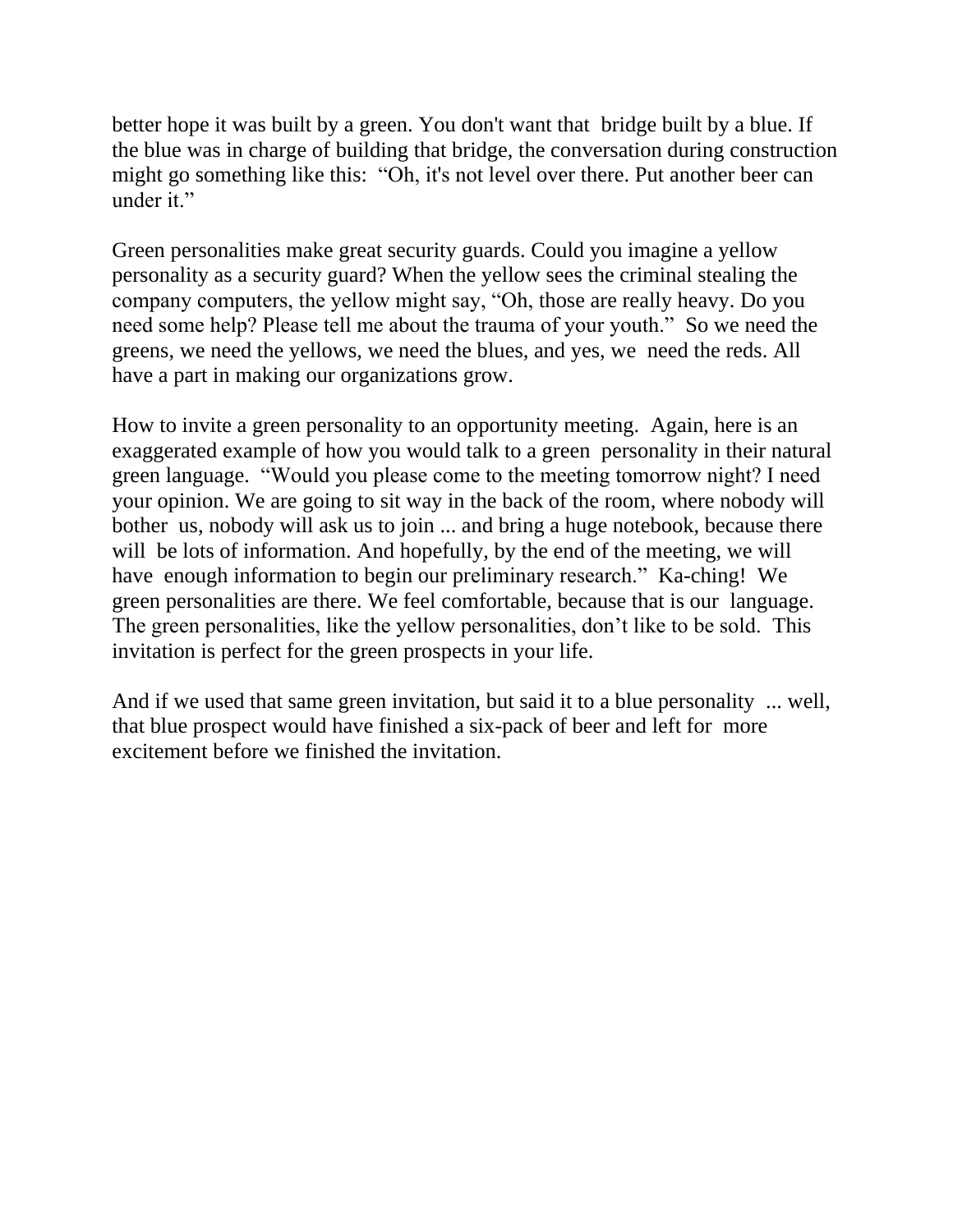better hope it was built by a green. You don't want that bridge built by a blue. If the blue was in charge of building that bridge, the conversation during construction might go something like this: "Oh, it's not level over there. Put another beer can under it."

Green personalities make great security guards. Could you imagine a yellow personality as a security guard? When the yellow sees the criminal stealing the company computers, the yellow might say, "Oh, those are really heavy. Do you need some help? Please tell me about the trauma of your youth." So we need the greens, we need the yellows, we need the blues, and yes, we need the reds. All have a part in making our organizations grow.

How to invite a green personality to an opportunity meeting. Again, here is an exaggerated example of how you would talk to a green personality in their natural green language. "Would you please come to the meeting tomorrow night? I need your opinion. We are going to sit way in the back of the room, where nobody will bother us, nobody will ask us to join ... and bring a huge notebook, because there will be lots of information. And hopefully, by the end of the meeting, we will have enough information to begin our preliminary research." Ka-ching! We green personalities are there. We feel comfortable, because that is our language. The green personalities, like the yellow personalities, don't like to be sold. This invitation is perfect for the green prospects in your life.

And if we used that same green invitation, but said it to a blue personality ... well, that blue prospect would have finished a six-pack of beer and left for more excitement before we finished the invitation.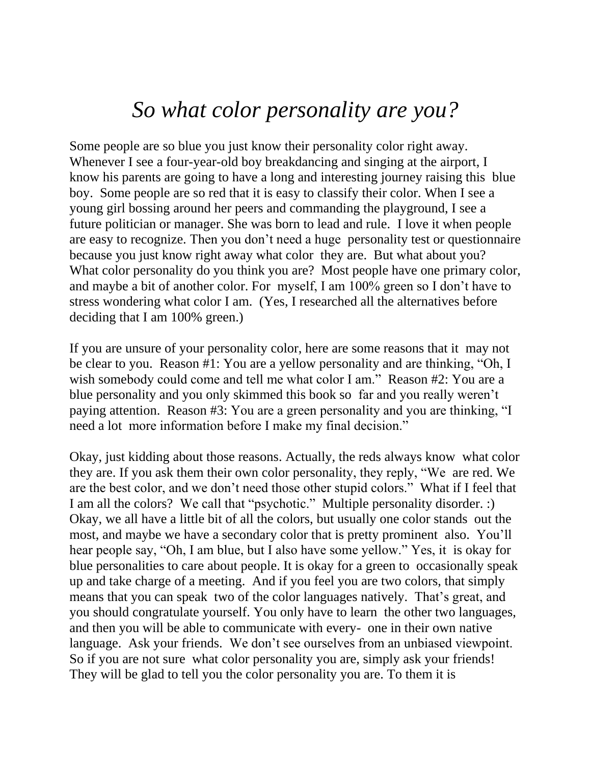# *So what color personality are you?*

Some people are so blue you just know their personality color right away. Whenever I see a four-year-old boy breakdancing and singing at the airport, I know his parents are going to have a long and interesting journey raising this blue boy. Some people are so red that it is easy to classify their color. When I see a young girl bossing around her peers and commanding the playground, I see a future politician or manager. She was born to lead and rule. I love it when people are easy to recognize. Then you don't need a huge personality test or questionnaire because you just know right away what color they are. But what about you? What color personality do you think you are? Most people have one primary color, and maybe a bit of another color. For myself, I am 100% green so I don't have to stress wondering what color I am. (Yes, I researched all the alternatives before deciding that I am 100% green.)

If you are unsure of your personality color, here are some reasons that it may not be clear to you. Reason #1: You are a yellow personality and are thinking, "Oh, I wish somebody could come and tell me what color I am." Reason #2: You are a blue personality and you only skimmed this book so far and you really weren't paying attention. Reason #3: You are a green personality and you are thinking, "I need a lot more information before I make my final decision."

Okay, just kidding about those reasons. Actually, the reds always know what color they are. If you ask them their own color personality, they reply, "We are red. We are the best color, and we don't need those other stupid colors." What if I feel that I am all the colors? We call that "psychotic." Multiple personality disorder. :) Okay, we all have a little bit of all the colors, but usually one color stands out the most, and maybe we have a secondary color that is pretty prominent also. You'll hear people say, "Oh, I am blue, but I also have some yellow." Yes, it is okay for blue personalities to care about people. It is okay for a green to occasionally speak up and take charge of a meeting. And if you feel you are two colors, that simply means that you can speak two of the color languages natively. That's great, and you should congratulate yourself. You only have to learn the other two languages, and then you will be able to communicate with every- one in their own native language. Ask your friends. We don't see ourselves from an unbiased viewpoint. So if you are not sure what color personality you are, simply ask your friends! They will be glad to tell you the color personality you are. To them it is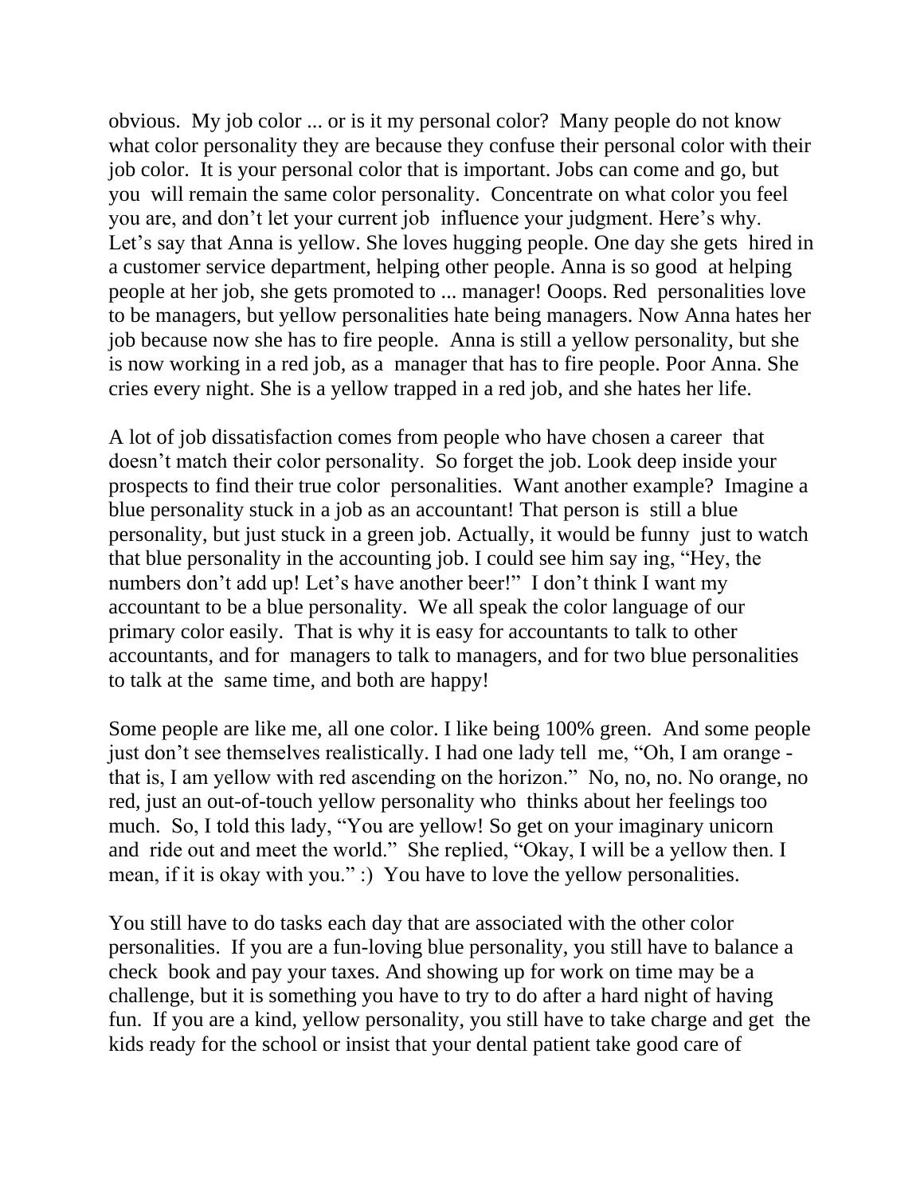obvious. My job color ... or is it my personal color? Many people do not know what color personality they are because they confuse their personal color with their job color. It is your personal color that is important. Jobs can come and go, but you will remain the same color personality. Concentrate on what color you feel you are, and don't let your current job influence your judgment. Here's why. Let's say that Anna is yellow. She loves hugging people. One day she gets hired in a customer service department, helping other people. Anna is so good at helping people at her job, she gets promoted to ... manager! Ooops. Red personalities love to be managers, but yellow personalities hate being managers. Now Anna hates her job because now she has to fire people. Anna is still a yellow personality, but she is now working in a red job, as a manager that has to fire people. Poor Anna. She cries every night. She is a yellow trapped in a red job, and she hates her life.

A lot of job dissatisfaction comes from people who have chosen a career that doesn't match their color personality. So forget the job. Look deep inside your prospects to find their true color personalities. Want another example? Imagine a blue personality stuck in a job as an accountant! That person is still a blue personality, but just stuck in a green job. Actually, it would be funny just to watch that blue personality in the accounting job. I could see him say ing, "Hey, the numbers don't add up! Let's have another beer!" I don't think I want my accountant to be a blue personality. We all speak the color language of our primary color easily. That is why it is easy for accountants to talk to other accountants, and for managers to talk to managers, and for two blue personalities to talk at the same time, and both are happy!

Some people are like me, all one color. I like being 100% green. And some people just don't see themselves realistically. I had one lady tell me, "Oh, I am orange - that is, I am yellow with red ascending on the horizon." No, no, no. No orange, no red, just an out-of-touch yellow personality who thinks about her feelings too much. So, I told this lady, "You are yellow! So get on your imaginary unicorn and ride out and meet the world." She replied, "Okay, I will be a yellow then. I mean, if it is okay with you." :) You have to love the yellow personalities.

You still have to do tasks each day that are associated with the other color personalities. If you are a fun-loving blue personality, you still have to balance a check book and pay your taxes. And showing up for work on time may be a challenge, but it is something you have to try to do after a hard night of having fun. If you are a kind, yellow personality, you still have to take charge and get the kids ready for the school or insist that your dental patient take good care of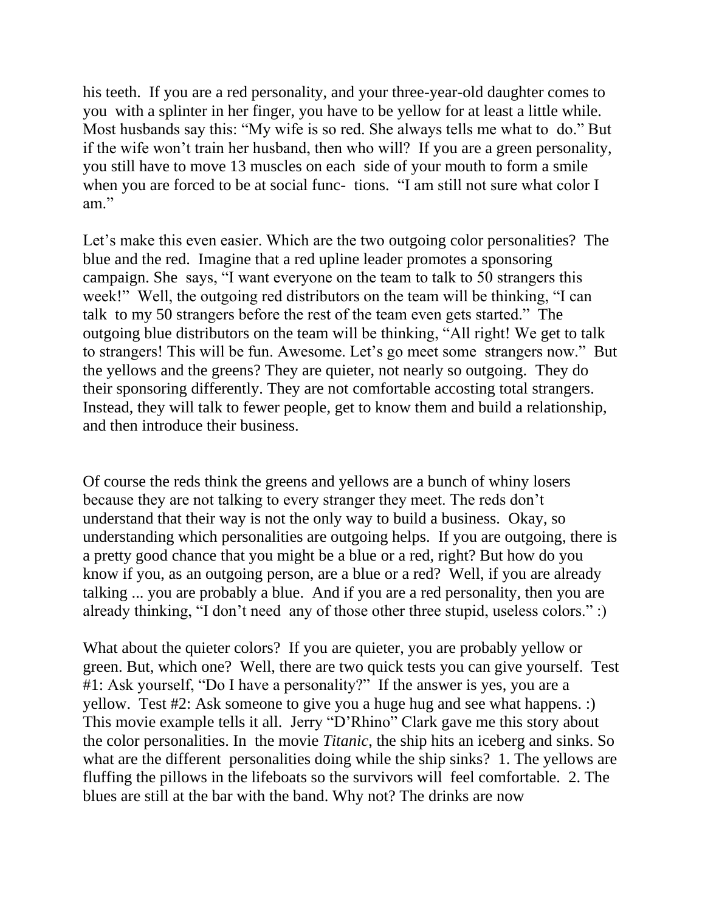his teeth. If you are a red personality, and your three-year-old daughter comes to you with a splinter in her finger, you have to be yellow for at least a little while. Most husbands say this: "My wife is so red. She always tells me what to do." But if the wife won't train her husband, then who will? If you are a green personality, you still have to move 13 muscles on each side of your mouth to form a smile when you are forced to be at social func- tions. "I am still not sure what color I am."

Let's make this even easier. Which are the two outgoing color personalities? The blue and the red. Imagine that a red upline leader promotes a sponsoring campaign. She says, "I want everyone on the team to talk to 50 strangers this week!" Well, the outgoing red distributors on the team will be thinking, "I can talk to my 50 strangers before the rest of the team even gets started." The outgoing blue distributors on the team will be thinking, "All right! We get to talk to strangers! This will be fun. Awesome. Let's go meet some strangers now." But the yellows and the greens? They are quieter, not nearly so outgoing. They do their sponsoring differently. They are not comfortable accosting total strangers. Instead, they will talk to fewer people, get to know them and build a relationship, and then introduce their business.

Of course the reds think the greens and yellows are a bunch of whiny losers because they are not talking to every stranger they meet. The reds don't understand that their way is not the only way to build a business. Okay, so understanding which personalities are outgoing helps. If you are outgoing, there is a pretty good chance that you might be a blue or a red, right? But how do you know if you, as an outgoing person, are a blue or a red? Well, if you are already talking ... you are probably a blue. And if you are a red personality, then you are already thinking, "I don't need any of those other three stupid, useless colors." :)

What about the quieter colors? If you are quieter, you are probably yellow or green. But, which one? Well, there are two quick tests you can give yourself. Test #1: Ask yourself, "Do I have a personality?" If the answer is yes, you are a yellow. Test #2: Ask someone to give you a huge hug and see what happens. :) This movie example tells it all. Jerry "D'Rhino" Clark gave me this story about the color personalities. In the movie *Titanic*, the ship hits an iceberg and sinks. So what are the different personalities doing while the ship sinks? 1. The yellows are fluffing the pillows in the lifeboats so the survivors will feel comfortable. 2. The blues are still at the bar with the band. Why not? The drinks are now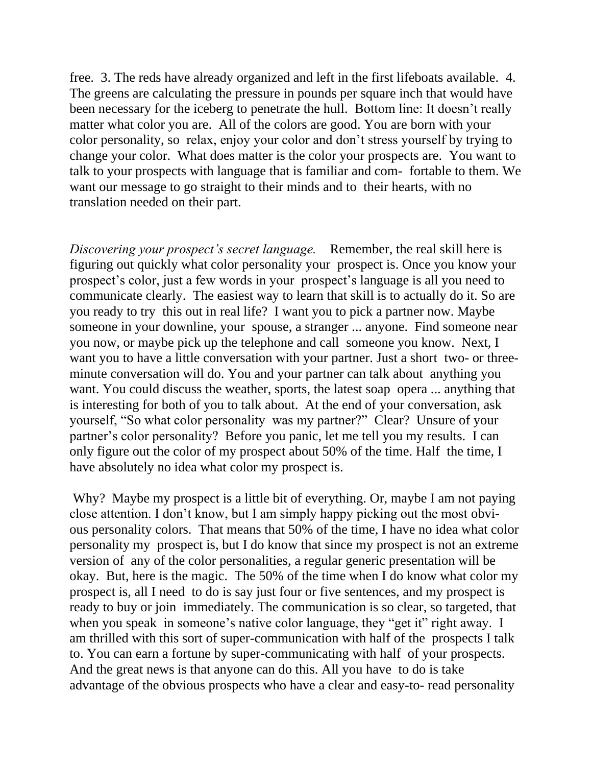free. 3. The reds have already organized and left in the first lifeboats available. 4. The greens are calculating the pressure in pounds per square inch that would have been necessary for the iceberg to penetrate the hull. Bottom line: It doesn't really matter what color you are. All of the colors are good. You are born with your color personality, so relax, enjoy your color and don't stress yourself by trying to change your color. What does matter is the color your prospects are. You want to talk to your prospects with language that is familiar and comfortable to them. We want our message to go straight to their minds and to their hearts, with no translation needed on their part.

*Discovering your prospect's secret language.* Remember, the real skill here is figuring out quickly what color personality your prospect is. Once you know your prospect's color, just a few words in your prospect's language is all you need to communicate clearly. The easiest way to learn that skill is to actually do it. So are you ready to try this out in real life? I want you to pick a partner now. Maybe someone in your downline, your spouse, a stranger ... anyone. Find someone near you now, or maybe pick up the telephone and call someone you know. Next, I want you to have a little conversation with your partner. Just a short two- or three-minute conversation will do. You and your partner can talk about anything you want. You could discuss the weather, sports, the latest soap opera ... anything that is interesting for both of you to talk about. At the end of your conversation, ask yourself, "So what color personality was my partner?" Clear? Unsure of your partner's color personality? Before you panic, let me tell you my results. I can only figure out the color of my prospect about 50% of the time. Half the time, I have absolutely no idea what color my prospect is.

Why? Maybe my prospect is a little bit of everything. Or, maybe I am not paying close attention. I don't know, but I am simply happy picking out the most obvious personality colors. That means that 50% of the time, I have no idea what color personality my prospect is, but I do know that since my prospect is not an extreme version of any of the color personalities, a regular generic presentation will be okay. But, here is the magic. The 50% of the time when I do know what color my prospect is, all I need to do is say just four or five sentences, and my prospect is ready to buy or join immediately. The communication is so clear, so targeted, that when you speak in someone's native color language, they "get it" right away. I am thrilled with this sort of super-communication with half of the prospects I talk to. You can earn a fortune by super-communicating with half of your prospects. And the great news is that anyone can do this. All you have to do is take advantage of the obvious prospects who have a clear and easy-to- read personality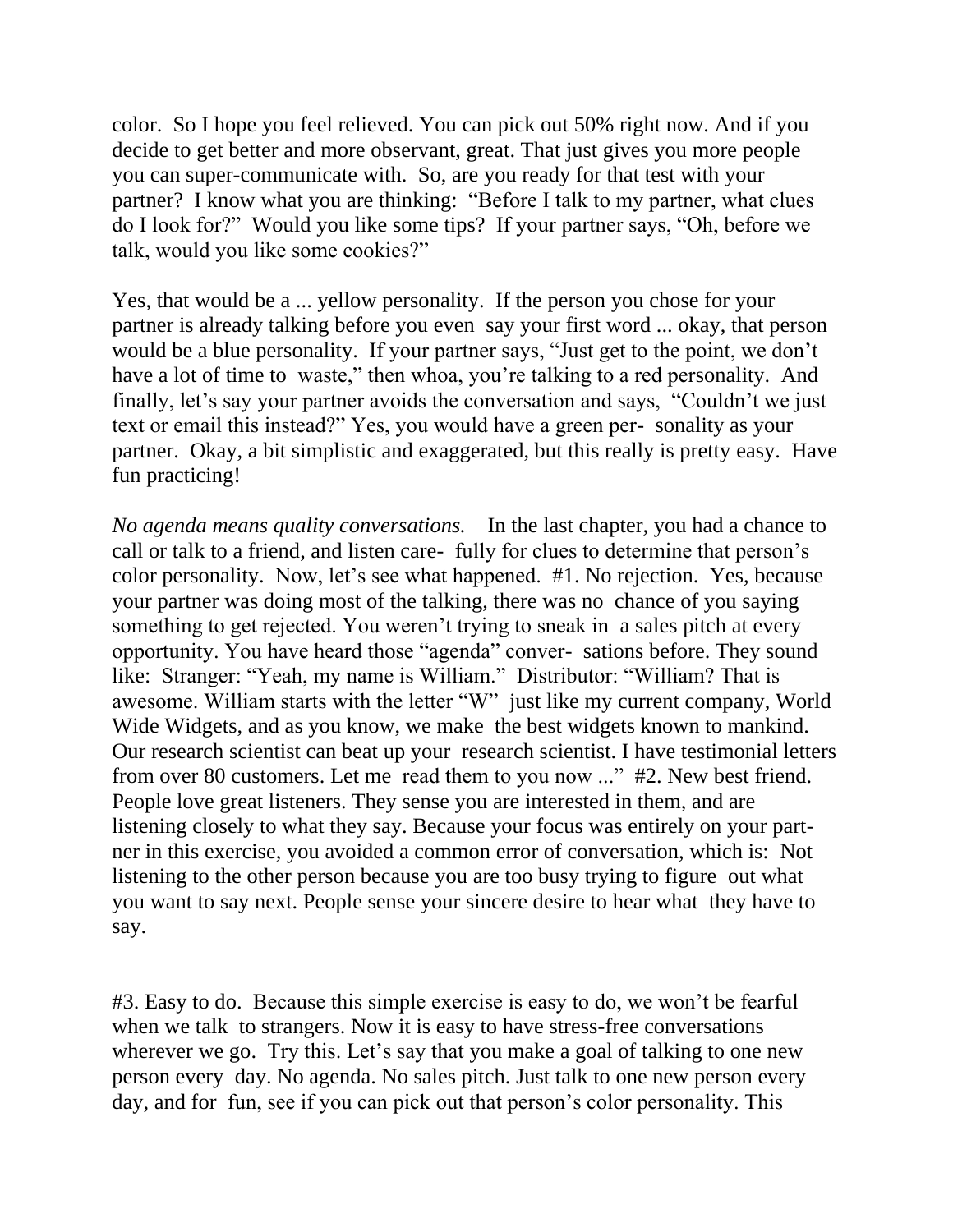color. So I hope you feel relieved. You can pick out 50% right now. And if you decide to get better and more observant, great. That just gives you more people you can super-communicate with. So, are you ready for that test with your partner? I know what you are thinking: "Before I talk to my partner, what clues do I look for?" Would you like some tips? If your partner says, "Oh, before we talk, would you like some cookies?"

Yes, that would be a ... yellow personality. If the person you chose for your partner is already talking before you even say your first word ... okay, that person would be a blue personality. If your partner says, "Just get to the point, we don't have a lot of time to waste," then whoa, you're talking to a red personality. And finally, let's say your partner avoids the conversation and says, "Couldn't we just text or email this instead?" Yes, you would have a green personality as your partner. Okay, a bit simplistic and exaggerated, but this really is pretty easy. Have fun practicing!

*No agenda means quality conversations.* In the last chapter, you had a chance to call or talk to a friend, and listen carefully for clues to determine that person's color personality. Now, let's see what happened. #1. No rejection. Yes, because your partner was doing most of the talking, there was no chance of you saying something to get rejected. You weren't trying to sneak in a sales pitch at every opportunity. You have heard those "agenda" conversations before. They sound like: Stranger: "Yeah, my name is William." Distributor: "William? That is awesome. William starts with the letter "W" just like my current company, World Wide Widgets, and as you know, we make the best widgets known to mankind. Our research scientist can beat up your research scientist. I have testimonial letters from over 80 customers. Let me read them to you now ..." #2. New best friend. People love great listeners. They sense you are interested in them, and are listening closely to what they say. Because your focus was entirely on your partner in this exercise, you avoided a common error of conversation, which is: Not listening to the other person because you are too busy trying to figure out what you want to say next. People sense your sincere desire to hear what they have to say.

#3. Easy to do. Because this simple exercise is easy to do, we won't be fearful when we talk to strangers. Now it is easy to have stress-free conversations wherever we go. Try this. Let's say that you make a goal of talking to one new person every day. No agenda. No sales pitch. Just talk to one new person every day, and for fun, see if you can pick out that person's color personality. This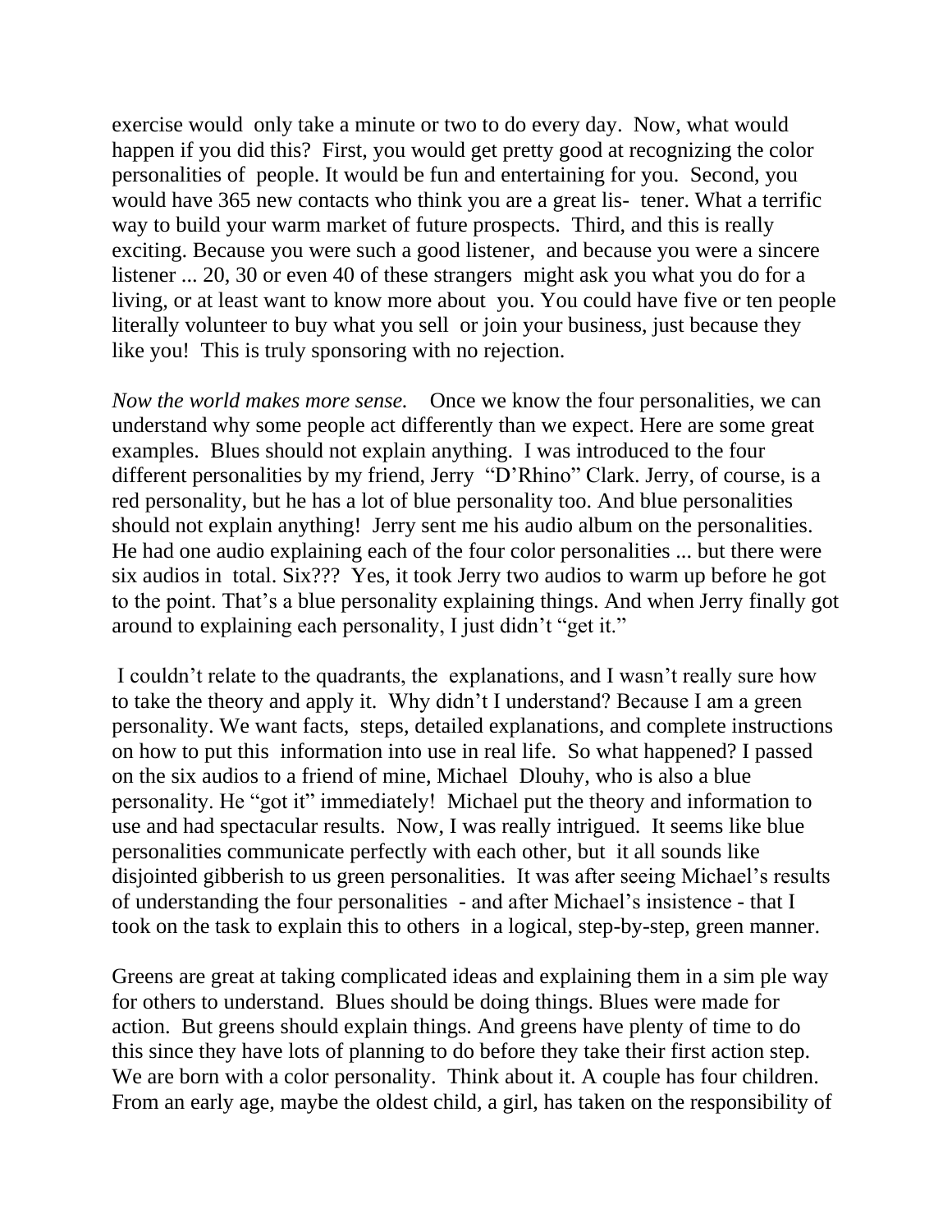exercise would only take a minute or two to do every day. Now, what would happen if you did this? First, you would get pretty good at recognizing the color personalities of people. It would be fun and entertaining for you. Second, you would have 365 new contacts who think you are a great listener. What a terrific way to build your warm market of future prospects. Third, and this is really exciting. Because you were such a good listener, and because you were a sincere listener ... 20, 30 or even 40 of these strangers might ask you what you do for a living, or at least want to know more about you. You could have five or ten people literally volunteer to buy what you sell or join your business, just because they like you! This is truly sponsoring with no rejection.

*Now the world makes more sense.* Once we know the four personalities, we can understand why some people act differently than we expect. Here are some great examples. Blues should not explain anything. I was introduced to the four different personalities by my friend, Jerry "D'Rhino" Clark. Jerry, of course, is a red personality, but he has a lot of blue personality too. And blue personalities should not explain anything! Jerry sent me his audio album on the personalities. He had one audio explaining each of the four color personalities ... but there were six audios in total. Six??? Yes, it took Jerry two audios to warm up before he got to the point. That's a blue personality explaining things. And when Jerry finally got around to explaining each personality, I just didn't "get it."

I couldn't relate to the quadrants, the explanations, and I wasn't really sure how to take the theory and apply it. Why didn't I understand? Because I am a green personality. We want facts, steps, detailed explanations, and complete instructions on how to put this information into use in real life. So what happened? I passed on the six audios to a friend of mine, Michael Dlouhy, who is also a blue personality. He "got it" immediately! Michael put the theory and information to use and had spectacular results. Now, I was really intrigued. It seems like blue personalities communicate perfectly with each other, but it all sounds like disjointed gibberish to us green personalities. It was after seeing Michael's results of understanding the four personalities - and after Michael's insistence - that I took on the task to explain this to others in a logical, step-by-step, green manner.

Greens are great at taking complicated ideas and explaining them in a simple way for others to understand. Blues should be doing things. Blues were made for action. But greens should explain things. And greens have plenty of time to do this since they have lots of planning to do before they take their first action step. We are born with a color personality. Think about it. A couple has four children. From an early age, maybe the oldest child, a girl, has taken on the responsibility of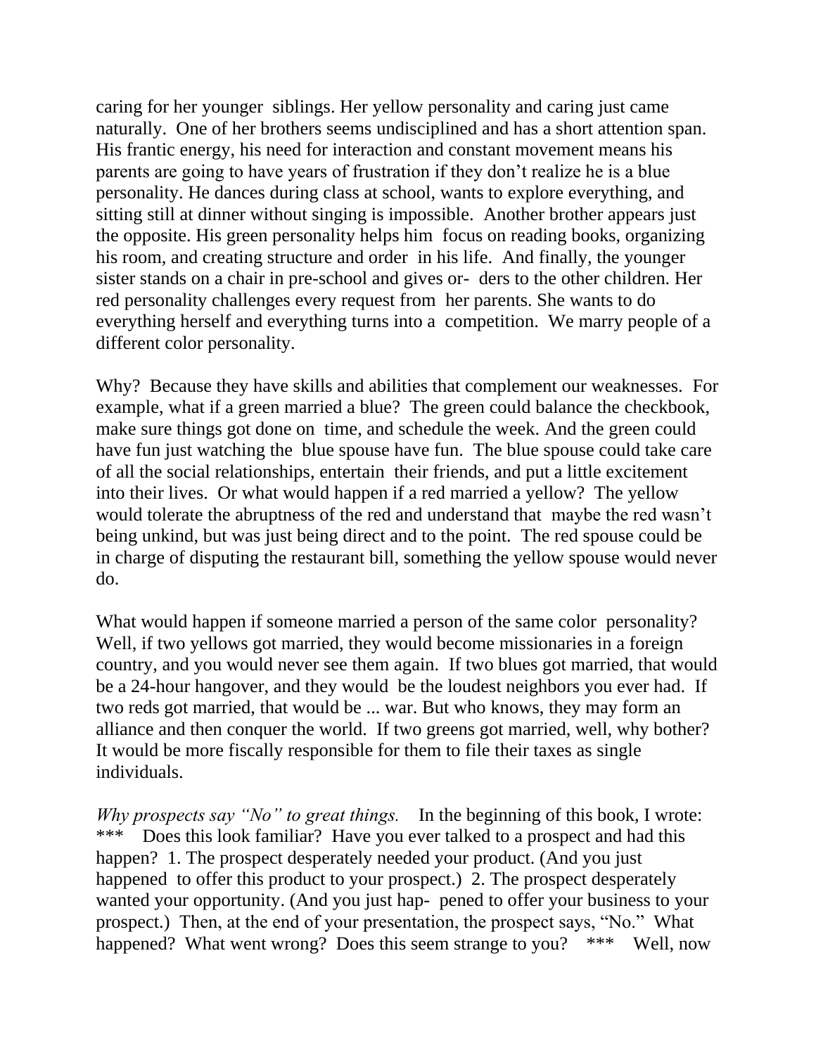caring for her younger siblings. Her yellow personality and caring just came naturally. One of her brothers seems undisciplined and has a short attention span. His frantic energy, his need for interaction and constant movement means his parents are going to have years of frustration if they don't realize he is a blue personality. He dances during class at school, wants to explore everything, and sitting still at dinner without singing is impossible. Another brother appears just the opposite. His green personality helps him focus on reading books, organizing his room, and creating structure and order in his life. And finally, the younger sister stands on a chair in pre-school and gives or- ders to the other children. Her red personality challenges every request from her parents. She wants to do everything herself and everything turns into a competition. We marry people of a different color personality.

Why? Because they have skills and abilities that complement our weaknesses. For example, what if a green married a blue? The green could balance the checkbook, make sure things got done on time, and schedule the week. And the green could have fun just watching the blue spouse have fun. The blue spouse could take care of all the social relationships, entertain their friends, and put a little excitement into their lives. Or what would happen if a red married a yellow? The yellow would tolerate the abruptness of the red and understand that maybe the red wasn't being unkind, but was just being direct and to the point. The red spouse could be in charge of disputing the restaurant bill, something the yellow spouse would never do.

What would happen if someone married a person of the same color personality? Well, if two yellows got married, they would become missionaries in a foreign country, and you would never see them again. If two blues got married, that would be a 24-hour hangover, and they would be the loudest neighbors you ever had. If two reds got married, that would be ... war. But who knows, they may form an alliance and then conquer the world. If two greens got married, well, why bother? It would be more fiscally responsible for them to file their taxes as single individuals.

*Why prospects say "No" to great things.* In the beginning of this book, I wrote: *** Does this look familiar? Have you ever talked to a prospect and had this happen? 1. The prospect desperately needed your product. (And you just happened to offer this product to your prospect.) 2. The prospect desperately wanted your opportunity. (And you just hap- pened to offer your business to your prospect.) Then, at the end of your presentation, the prospect says, "No." What happened? What went wrong? Does this seem strange to you? *** Well, now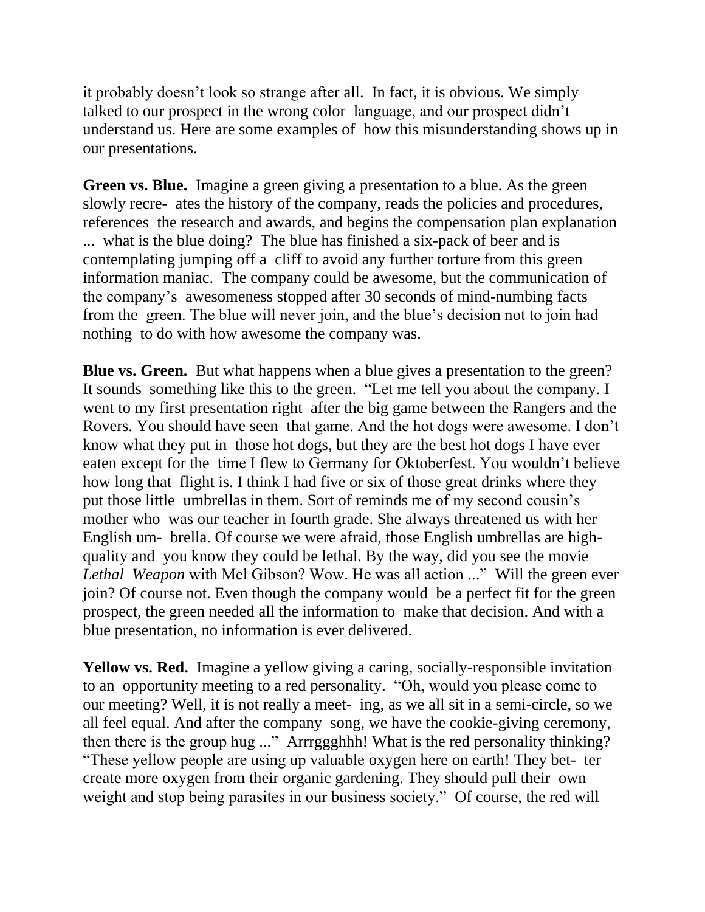it probably doesn't look so strange after all. In fact, it is obvious. We simply talked to our prospect in the wrong color language, and our prospect didn't understand us. Here are some examples of how this misunderstanding shows up in our presentations.

**Green vs. Blue.** Imagine a green giving a presentation to a blue. As the green slowly recreates the history of the company, reads the policies and procedures, references the research and awards, and begins the compensation plan explanation ... what is the blue doing? The blue has finished a six-pack of beer and is contemplating jumping off a cliff to avoid any further torture from this green information maniac. The company could be awesome, but the communication of the company's awesomeness stopped after 30 seconds of mind-numbing facts from the green. The blue will never join, and the blue's decision not to join had nothing to do with how awesome the company was.

**Blue vs. Green.** But what happens when a blue gives a presentation to the green? It sounds something like this to the green. "Let me tell you about the company. I went to my first presentation right after the big game between the Rangers and the Rovers. You should have seen that game. And the hot dogs were awesome. I don't know what they put in those hot dogs, but they are the best hot dogs I have ever eaten except for the time I flew to Germany for Oktoberfest. You wouldn't believe how long that flight is. I think I had five or six of those great drinks where they put those little umbrellas in them. Sort of reminds me of my second cousin's mother who was our teacher in fourth grade. She always threatened us with her English umbrella. Of course we were afraid, those English umbrellas are high-quality and you know they could be lethal. By the way, did you see the movie *Lethal Weapon* with Mel Gibson? Wow. He was all action ..." Will the green ever join? Of course not. Even though the company would be a perfect fit for the green prospect, the green needed all the information to make that decision. And with a blue presentation, no information is ever delivered.

**Yellow vs. Red.** Imagine a yellow giving a caring, socially-responsible invitation to an opportunity meeting to a red personality. "Oh, would you please come to our meeting? Well, it is not really a meeting, as we all sit in a semi-circle, so we all feel equal. And after the company song, we have the cookie-giving ceremony, then there is the group hug ..." Arrrggghhh! What is the red personality thinking? "These yellow people are using up valuable oxygen here on earth! They better create more oxygen from their organic gardening. They should pull their own weight and stop being parasites in our business society." Of course, the red will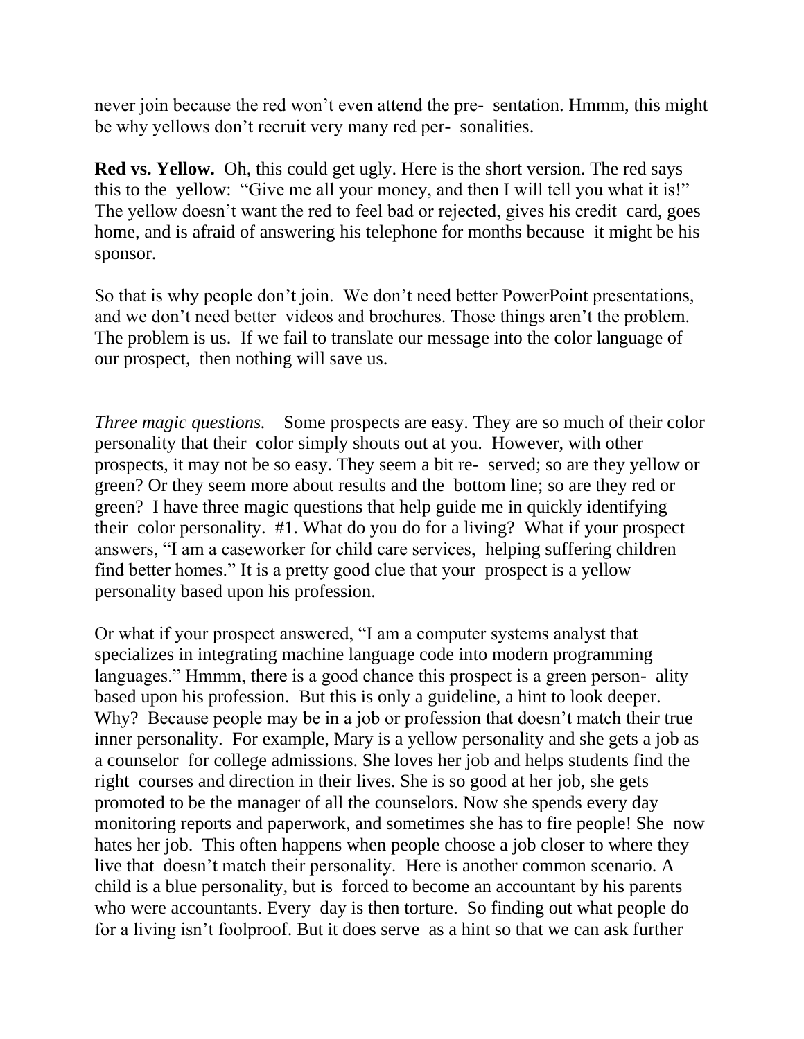never join because the red won't even attend the pre- sentation. Hmmm, this might be why yellows don't recruit very many red per- sonalities.

**Red vs. Yellow.** Oh, this could get ugly. Here is the short version. The red says this to the yellow: "Give me all your money, and then I will tell you what it is!" The yellow doesn't want the red to feel bad or rejected, gives his credit card, goes home, and is afraid of answering his telephone for months because it might be his sponsor.

So that is why people don't join. We don't need better PowerPoint presentations, and we don't need better videos and brochures. Those things aren't the problem. The problem is us. If we fail to translate our message into the color language of our prospect, then nothing will save us.

*Three magic questions.* Some prospects are easy. They are so much of their color personality that their color simply shouts out at you. However, with other prospects, it may not be so easy. They seem a bit re- served; so are they yellow or green? Or they seem more about results and the bottom line; so are they red or green? I have three magic questions that help guide me in quickly identifying their color personality. #1. What do you do for a living? What if your prospect answers, "I am a caseworker for child care services, helping suffering children find better homes." It is a pretty good clue that your prospect is a yellow personality based upon his profession.

Or what if your prospect answered, "I am a computer systems analyst that specializes in integrating machine language code into modern programming languages." Hmmm, there is a good chance this prospect is a green person- ality based upon his profession. But this is only a guideline, a hint to look deeper. Why? Because people may be in a job or profession that doesn't match their true inner personality. For example, Mary is a yellow personality and she gets a job as a counselor for college admissions. She loves her job and helps students find the right courses and direction in their lives. She is so good at her job, she gets promoted to be the manager of all the counselors. Now she spends every day monitoring reports and paperwork, and sometimes she has to fire people! She now hates her job. This often happens when people choose a job closer to where they live that doesn't match their personality. Here is another common scenario. A child is a blue personality, but is forced to become an accountant by his parents who were accountants. Every day is then torture. So finding out what people do for a living isn't foolproof. But it does serve as a hint so that we can ask further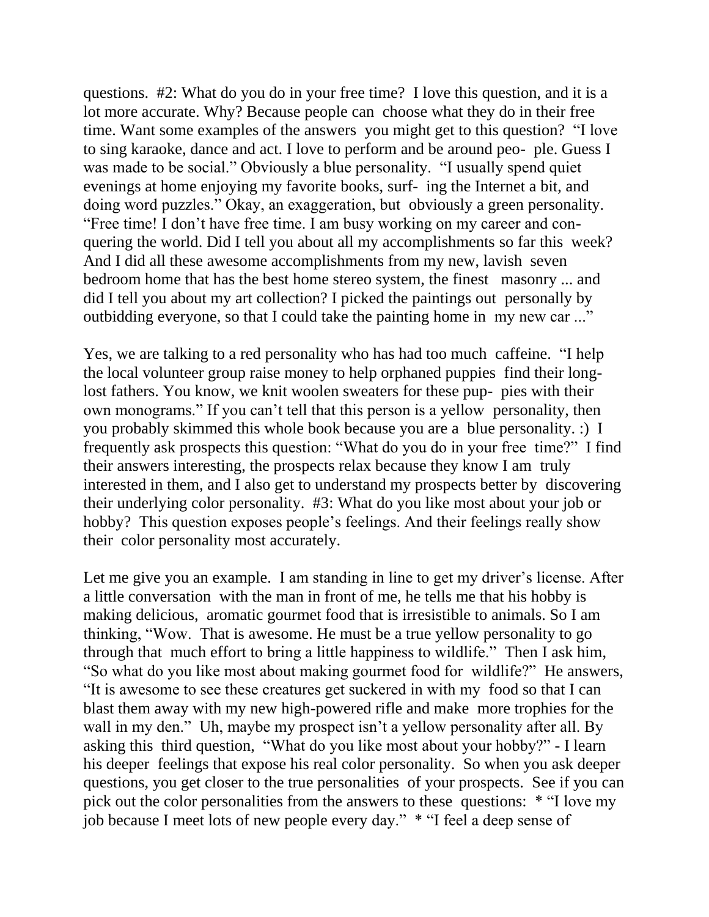questions. #2: What do you do in your free time? I love this question, and it is a lot more accurate. Why? Because people can choose what they do in their free time. Want some examples of the answers you might get to this question? "I love to sing karaoke, dance and act. I love to perform and be around peo- ple. Guess I was made to be social." Obviously a blue personality. "I usually spend quiet evenings at home enjoying my favorite books, surf- ing the Internet a bit, and doing word puzzles." Okay, an exaggeration, but obviously a green personality. "Free time! I don't have free time. I am busy working on my career and con- quering the world. Did I tell you about all my accomplishments so far this week? And I did all these awesome accomplishments from my new, lavish seven bedroom home that has the best home stereo system, the finest masonry ... and did I tell you about my art collection? I picked the paintings out personally by outbidding everyone, so that I could take the painting home in my new car ..."

Yes, we are talking to a red personality who has had too much caffeine. "I help the local volunteer group raise money to help orphaned puppies find their long-lost fathers. You know, we knit woolen sweaters for these pup- pies with their own monograms." If you can't tell that this person is a yellow personality, then you probably skimmed this whole book because you are a blue personality. :) I frequently ask prospects this question: "What do you do in your free time?" I find their answers interesting, the prospects relax because they know I am truly interested in them, and I also get to understand my prospects better by discovering their underlying color personality. #3: What do you like most about your job or hobby? This question exposes people's feelings. And their feelings really show their color personality most accurately.

Let me give you an example. I am standing in line to get my driver's license. After a little conversation with the man in front of me, he tells me that his hobby is making delicious, aromatic gourmet food that is irresistible to animals. So I am thinking, "Wow. That is awesome. He must be a true yellow personality to go through that much effort to bring a little happiness to wildlife." Then I ask him, "So what do you like most about making gourmet food for wildlife?" He answers, "It is awesome to see these creatures get suckered in with my food so that I can blast them away with my new high-powered rifle and make more trophies for the wall in my den." Uh, maybe my prospect isn't a yellow personality after all. By asking this third question, "What do you like most about your hobby?" - I learn his deeper feelings that expose his real color personality. So when you ask deeper questions, you get closer to the true personalities of your prospects. See if you can pick out the color personalities from the answers to these questions: * "I love my job because I meet lots of new people every day." * "I feel a deep sense of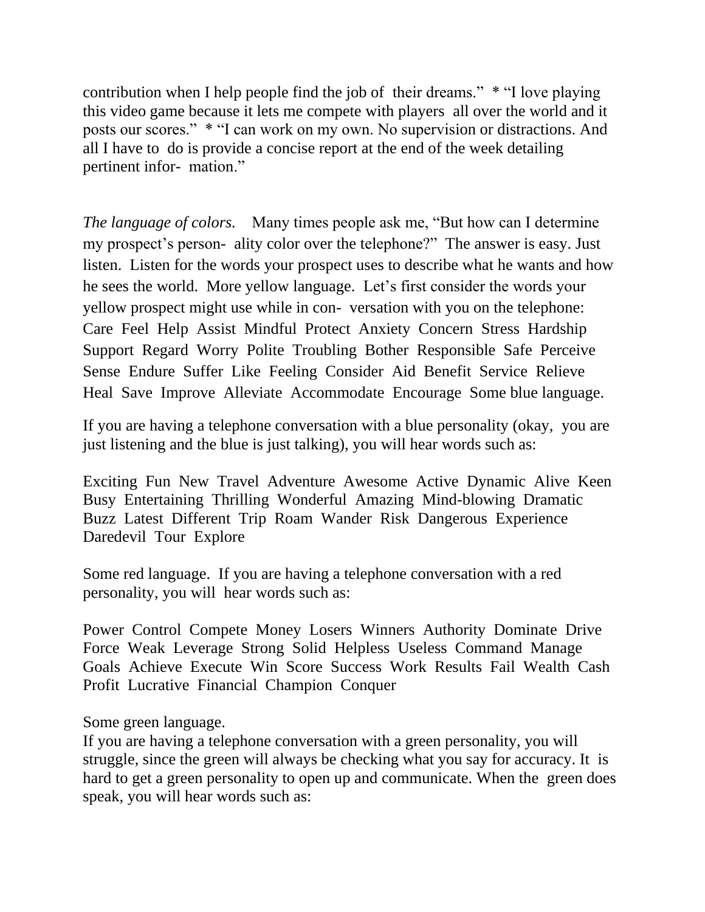contribution when I help people find the job of their dreams.” * “I love playing this video game because it lets me compete with players all over the world and it posts our scores.” * “I can work on my own. No supervision or distractions. And all I have to do is provide a concise report at the end of the week detailing pertinent infor- mation.”

*The language of colors.* Many times people ask me, “But how can I determine my prospect’s person- ality color over the telephone?” The answer is easy. Just listen. Listen for the words your prospect uses to describe what he wants and how he sees the world. More yellow language. Let’s first consider the words your yellow prospect might use while in con- versation with you on the telephone: Care Feel Help Assist Mindful Protect Anxiety Concern Stress Hardship Support Regard Worry Polite Troubling Bother Responsible Safe Perceive Sense Endure Suffer Like Feeling Consider Aid Benefit Service Relieve Heal Save Improve Alleviate Accommodate Encourage Some blue language.

If you are having a telephone conversation with a blue personality (okay, you are just listening and the blue is just talking), you will hear words such as:

Exciting Fun New Travel Adventure Awesome Active Dynamic Alive Keen Busy Entertaining Thrilling Wonderful Amazing Mind-blowing Dramatic Buzz Latest Different Trip Roam Wander Risk Dangerous Experience Daredevil Tour Explore

Some red language. If you are having a telephone conversation with a red personality, you will hear words such as:

Power Control Compete Money Losers Winners Authority Dominate Drive Force Weak Leverage Strong Solid Helpless Useless Command Manage Goals Achieve Execute Win Score Success Work Results Fail Wealth Cash Profit Lucrative Financial Champion Conquer

Some green language.
If you are having a telephone conversation with a green personality, you will struggle, since the green will always be checking what you say for accuracy. It is hard to get a green personality to open up and communicate. When the green does speak, you will hear words such as: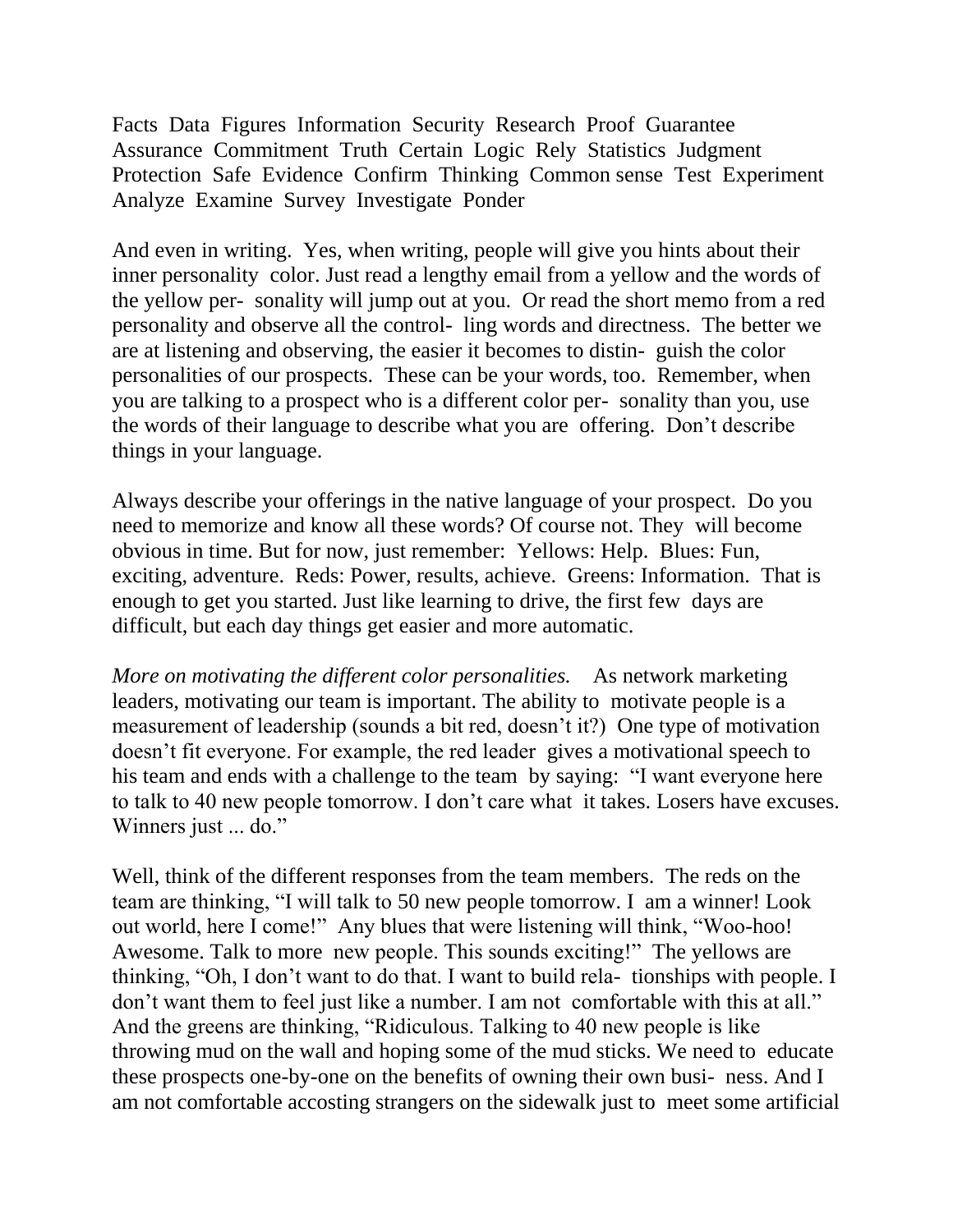Facts Data Figures Information Security Research Proof Guarantee Assurance Commitment Truth Certain Logic Rely Statistics Judgment Protection Safe Evidence Confirm Thinking Common sense Test Experiment Analyze Examine Survey Investigate Ponder

And even in writing. Yes, when writing, people will give you hints about their inner personality color. Just read a lengthy email from a yellow and the words of the yellow personality will jump out at you. Or read the short memo from a red personality and observe all the controlling words and directness. The better we are at listening and observing, the easier it becomes to distinguish the color personalities of our prospects. These can be your words, too. Remember, when you are talking to a prospect who is a different color personality than you, use the words of their language to describe what you are offering. Don't describe things in your language.

Always describe your offerings in the native language of your prospect. Do you need to memorize and know all these words? Of course not. They will become obvious in time. But for now, just remember: Yellows: Help. Blues: Fun, exciting, adventure. Reds: Power, results, achieve. Greens: Information. That is enough to get you started. Just like learning to drive, the first few days are difficult, but each day things get easier and more automatic.

*More on motivating the different color personalities.* As network marketing leaders, motivating our team is important. The ability to motivate people is a measurement of leadership (sounds a bit red, doesn't it?) One type of motivation doesn't fit everyone. For example, the red leader gives a motivational speech to his team and ends with a challenge to the team by saying: "I want everyone here to talk to 40 new people tomorrow. I don't care what it takes. Losers have excuses. Winners just ... do."

Well, think of the different responses from the team members. The reds on the team are thinking, "I will talk to 50 new people tomorrow. I am a winner! Look out world, here I come!" Any blues that were listening will think, "Woo-hoo! Awesome. Talk to more new people. This sounds exciting!" The yellows are thinking, "Oh, I don't want to do that. I want to build relationships with people. I don't want them to feel just like a number. I am not comfortable with this at all." And the greens are thinking, "Ridiculous. Talking to 40 new people is like throwing mud on the wall and hoping some of the mud sticks. We need to educate these prospects one-by-one on the benefits of owning their own business. And I am not comfortable accosting strangers on the sidewalk just to meet some artificial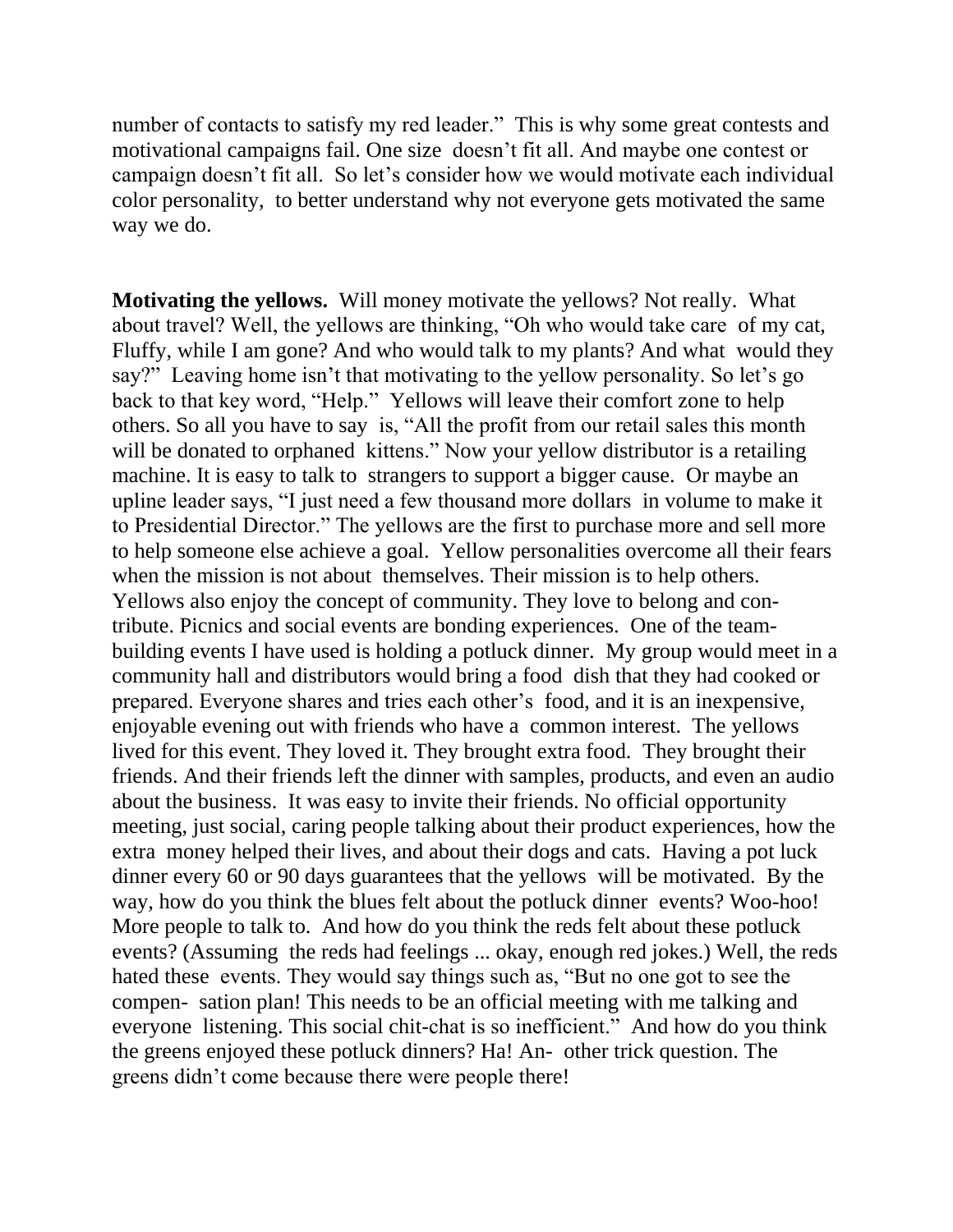number of contacts to satisfy my red leader." This is why some great contests and motivational campaigns fail. One size doesn't fit all. And maybe one contest or campaign doesn't fit all. So let's consider how we would motivate each individual color personality, to better understand why not everyone gets motivated the same way we do.

**Motivating the yellows.** Will money motivate the yellows? Not really. What about travel? Well, the yellows are thinking, "Oh who would take care of my cat, Fluffy, while I am gone? And who would talk to my plants? And what would they say?" Leaving home isn't that motivating to the yellow personality. So let's go back to that key word, "Help." Yellows will leave their comfort zone to help others. So all you have to say is, "All the profit from our retail sales this month will be donated to orphaned kittens." Now your yellow distributor is a retailing machine. It is easy to talk to strangers to support a bigger cause. Or maybe an upline leader says, "I just need a few thousand more dollars in volume to make it to Presidential Director." The yellows are the first to purchase more and sell more to help someone else achieve a goal. Yellow personalities overcome all their fears when the mission is not about themselves. Their mission is to help others. Yellows also enjoy the concept of community. They love to belong and contribute. Picnics and social events are bonding experiences. One of the team-building events I have used is holding a potluck dinner. My group would meet in a community hall and distributors would bring a food dish that they had cooked or prepared. Everyone shares and tries each other's food, and it is an inexpensive, enjoyable evening out with friends who have a common interest. The yellows lived for this event. They loved it. They brought extra food. They brought their friends. And their friends left the dinner with samples, products, and even an audio about the business. It was easy to invite their friends. No official opportunity meeting, just social, caring people talking about their product experiences, how the extra money helped their lives, and about their dogs and cats. Having a pot luck dinner every 60 or 90 days guarantees that the yellows will be motivated. By the way, how do you think the blues felt about the potluck dinner events? Woo-hoo! More people to talk to. And how do you think the reds felt about these potluck events? (Assuming the reds had feelings ... okay, enough red jokes.) Well, the reds hated these events. They would say things such as, "But no one got to see the compensation plan! This needs to be an official meeting with me talking and everyone listening. This social chit-chat is so inefficient." And how do you think the greens enjoyed these potluck dinners? Ha! Another trick question. The greens didn't come because there were people there!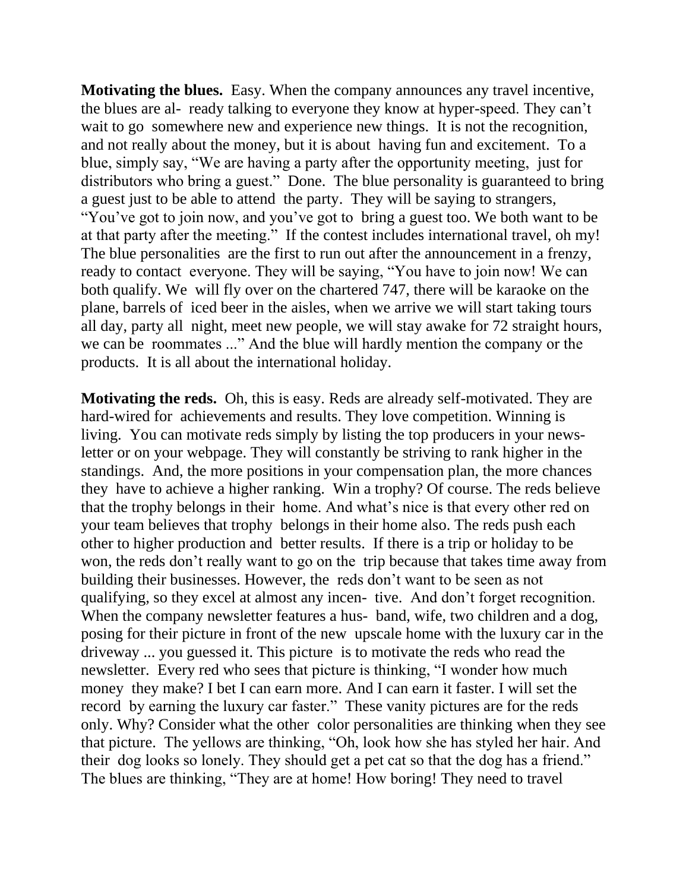**Motivating the blues.** Easy. When the company announces any travel incentive, the blues are already talking to everyone they know at hyper-speed. They can't wait to go somewhere new and experience new things. It is not the recognition, and not really about the money, but it is about having fun and excitement. To a blue, simply say, "We are having a party after the opportunity meeting, just for distributors who bring a guest." Done. The blue personality is guaranteed to bring a guest just to be able to attend the party. They will be saying to strangers, "You've got to join now, and you've got to bring a guest too. We both want to be at that party after the meeting." If the contest includes international travel, oh my! The blue personalities are the first to run out after the announcement in a frenzy, ready to contact everyone. They will be saying, "You have to join now! We can both qualify. We will fly over on the chartered 747, there will be karaoke on the plane, barrels of iced beer in the aisles, when we arrive we will start taking tours all day, party all night, meet new people, we will stay awake for 72 straight hours, we can be roommates ..." And the blue will hardly mention the company or the products. It is all about the international holiday.

**Motivating the reds.** Oh, this is easy. Reds are already self-motivated. They are hard-wired for achievements and results. They love competition. Winning is living. You can motivate reds simply by listing the top producers in your newsletter or on your webpage. They will constantly be striving to rank higher in the standings. And, the more positions in your compensation plan, the more chances they have to achieve a higher ranking. Win a trophy? Of course. The reds believe that the trophy belongs in their home. And what's nice is that every other red on your team believes that trophy belongs in their home also. The reds push each other to higher production and better results. If there is a trip or holiday to be won, the reds don't really want to go on the trip because that takes time away from building their businesses. However, the reds don't want to be seen as not qualifying, so they excel at almost any incentive. And don't forget recognition. When the company newsletter features a husband, wife, two children and a dog, posing for their picture in front of the new upscale home with the luxury car in the driveway ... you guessed it. This picture is to motivate the reds who read the newsletter. Every red who sees that picture is thinking, "I wonder how much money they make? I bet I can earn more. And I can earn it faster. I will set the record by earning the luxury car faster." These vanity pictures are for the reds only. Why? Consider what the other color personalities are thinking when they see that picture. The yellows are thinking, "Oh, look how she has styled her hair. And their dog looks so lonely. They should get a pet cat so that the dog has a friend." The blues are thinking, "They are at home! How boring! They need to travel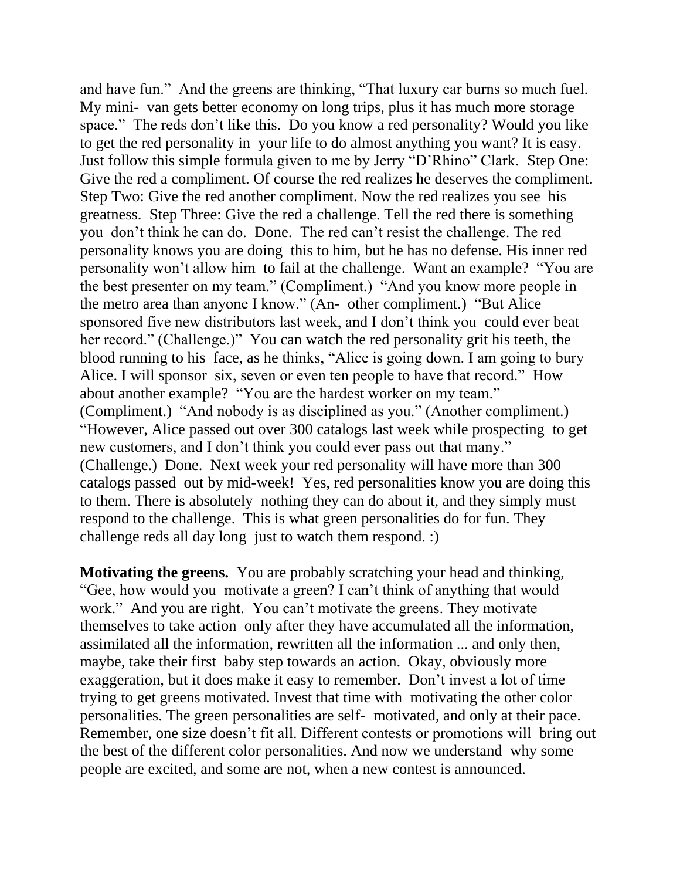and have fun." And the greens are thinking, "That luxury car burns so much fuel. My mini- van gets better economy on long trips, plus it has much more storage space." The reds don't like this. Do you know a red personality? Would you like to get the red personality in your life to do almost anything you want? It is easy. Just follow this simple formula given to me by Jerry "D'Rhino" Clark. Step One: Give the red a compliment. Of course the red realizes he deserves the compliment. Step Two: Give the red another compliment. Now the red realizes you see his greatness. Step Three: Give the red a challenge. Tell the red there is something you don't think he can do. Done. The red can't resist the challenge. The red personality knows you are doing this to him, but he has no defense. His inner red personality won't allow him to fail at the challenge. Want an example? "You are the best presenter on my team." (Compliment.) "And you know more people in the metro area than anyone I know." (An- other compliment.) "But Alice sponsored five new distributors last week, and I don't think you could ever beat her record." (Challenge.)" You can watch the red personality grit his teeth, the blood running to his face, as he thinks, "Alice is going down. I am going to bury Alice. I will sponsor six, seven or even ten people to have that record." How about another example? "You are the hardest worker on my team." (Compliment.) "And nobody is as disciplined as you." (Another compliment.) "However, Alice passed out over 300 catalogs last week while prospecting to get new customers, and I don't think you could ever pass out that many." (Challenge.) Done. Next week your red personality will have more than 300 catalogs passed out by mid-week! Yes, red personalities know you are doing this to them. There is absolutely nothing they can do about it, and they simply must respond to the challenge. This is what green personalities do for fun. They challenge reds all day long just to watch them respond. :)

**Motivating the greens.** You are probably scratching your head and thinking, "Gee, how would you motivate a green? I can't think of anything that would work." And you are right. You can't motivate the greens. They motivate themselves to take action only after they have accumulated all the information, assimilated all the information, rewritten all the information ... and only then, maybe, take their first baby step towards an action. Okay, obviously more exaggeration, but it does make it easy to remember. Don't invest a lot of time trying to get greens motivated. Invest that time with motivating the other color personalities. The green personalities are self- motivated, and only at their pace. Remember, one size doesn't fit all. Different contests or promotions will bring out the best of the different color personalities. And now we understand why some people are excited, and some are not, when a new contest is announced.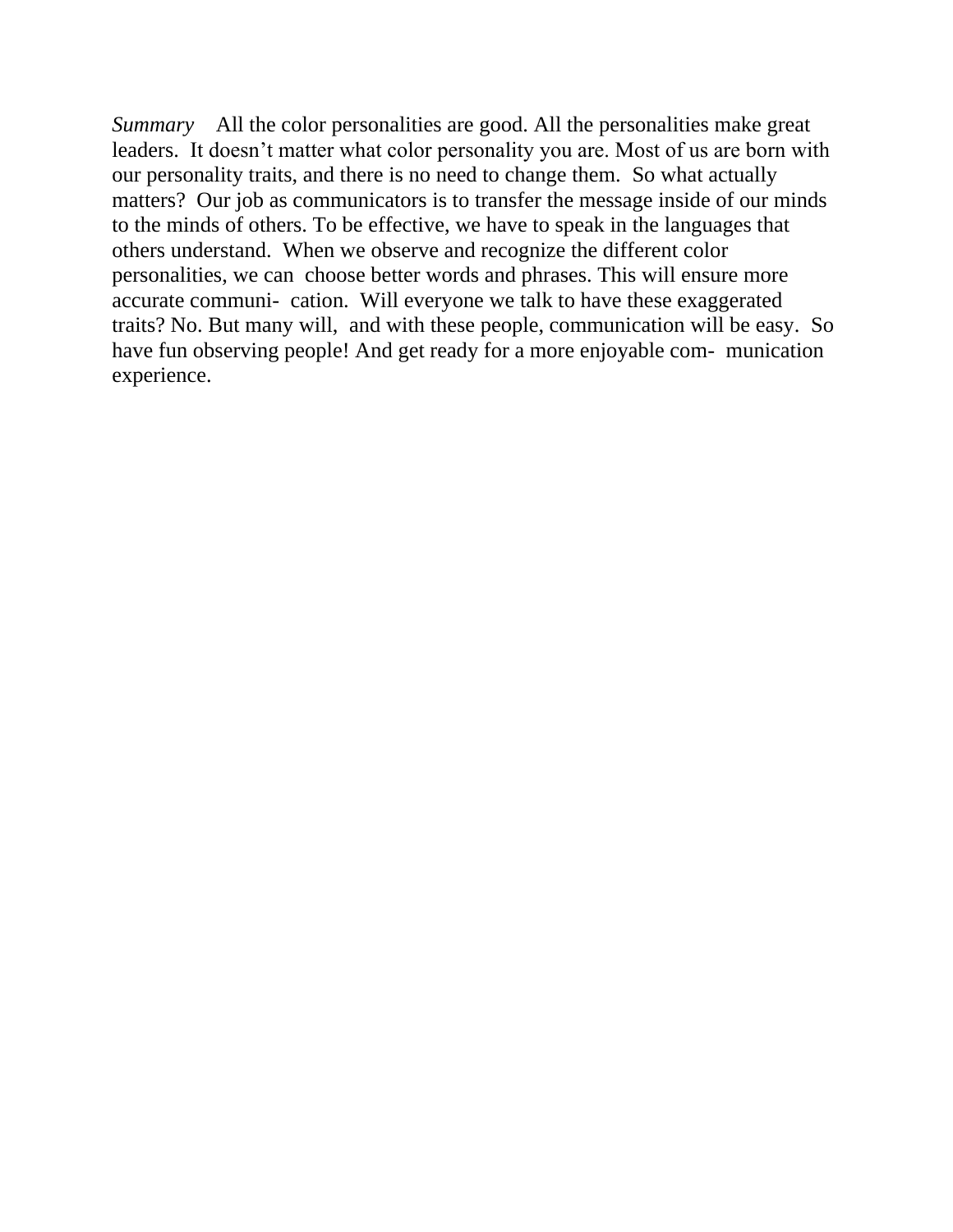*Summary* All the color personalities are good. All the personalities make great leaders. It doesn't matter what color personality you are. Most of us are born with our personality traits, and there is no need to change them. So what actually matters? Our job as communicators is to transfer the message inside of our minds to the minds of others. To be effective, we have to speak in the languages that others understand. When we observe and recognize the different color personalities, we can choose better words and phrases. This will ensure more accurate communication. Will everyone we talk to have these exaggerated traits? No. But many will, and with these people, communication will be easy. So have fun observing people! And get ready for a more enjoyable communication experience.